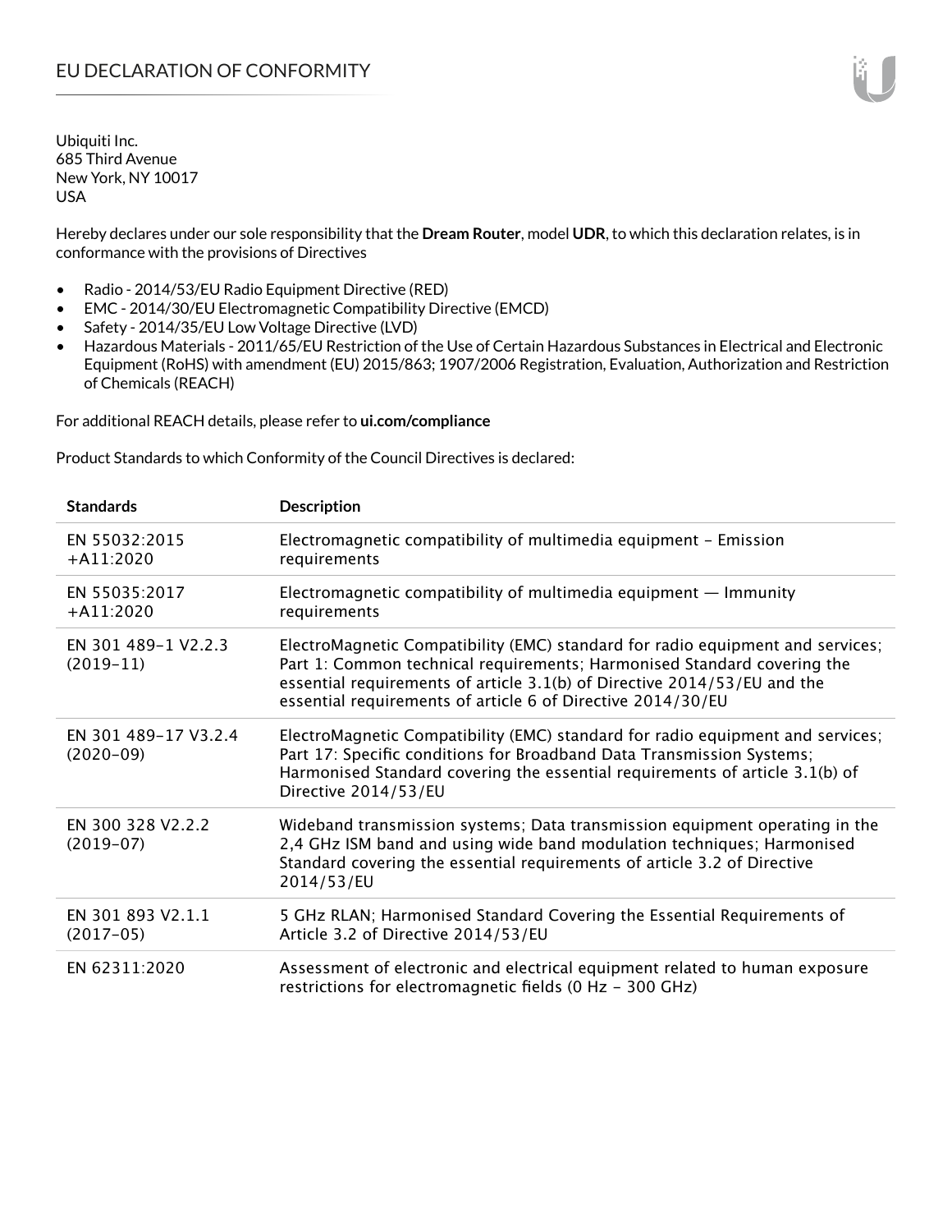# EU DECLARATION OF CONFORMITY

Ubiquiti Inc.
685 Third Avenue
New York, NY 10017
USA

Hereby declares under our sole responsibility that the **Dream Router**, model **UDR**, to which this declaration relates, is in conformance with the provisions of Directives

- Radio - 2014/53/EU Radio Equipment Directive (RED)
- EMC - 2014/30/EU Electromagnetic Compatibility Directive (EMCD)
- Safety - 2014/35/EU Low Voltage Directive (LVD)
- Hazardous Materials - 2011/65/EU Restriction of the Use of Certain Hazardous Substances in Electrical and Electronic Equipment (RoHS) with amendment (EU) 2015/863; 1907/2006 Registration, Evaluation, Authorization and Restriction of Chemicals (REACH)

For additional REACH details, please refer to **ui.com/compliance**

Product Standards to which Conformity of the Council Directives is declared:

| Standards | Description |
| --- | --- |
| EN 55032:2015 +A11:2020 | Electromagnetic compatibility of multimedia equipment – Emission requirements |
| EN 55035:2017 +A11:2020 | Electromagnetic compatibility of multimedia equipment — Immunity requirements |
| EN 301 489-1 V2.2.3 (2019-11) | ElectroMagnetic Compatibility (EMC) standard for radio equipment and services; Part 1: Common technical requirements; Harmonised Standard covering the essential requirements of article 3.1(b) of Directive 2014/53/EU and the essential requirements of article 6 of Directive 2014/30/EU |
| EN 301 489-17 V3.2.4 (2020-09) | ElectroMagnetic Compatibility (EMC) standard for radio equipment and services; Part 17: Specific conditions for Broadband Data Transmission Systems; Harmonised Standard covering the essential requirements of article 3.1(b) of Directive 2014/53/EU |
| EN 300 328 V2.2.2 (2019-07) | Wideband transmission systems; Data transmission equipment operating in the 2,4 GHz ISM band and using wide band modulation techniques; Harmonised Standard covering the essential requirements of article 3.2 of Directive 2014/53/EU |
| EN 301 893 V2.1.1 (2017-05) | 5 GHz RLAN; Harmonised Standard Covering the Essential Requirements of Article 3.2 of Directive 2014/53/EU |
| EN 62311:2020 | Assessment of electronic and electrical equipment related to human exposure restrictions for electromagnetic fields (0 Hz - 300 GHz) |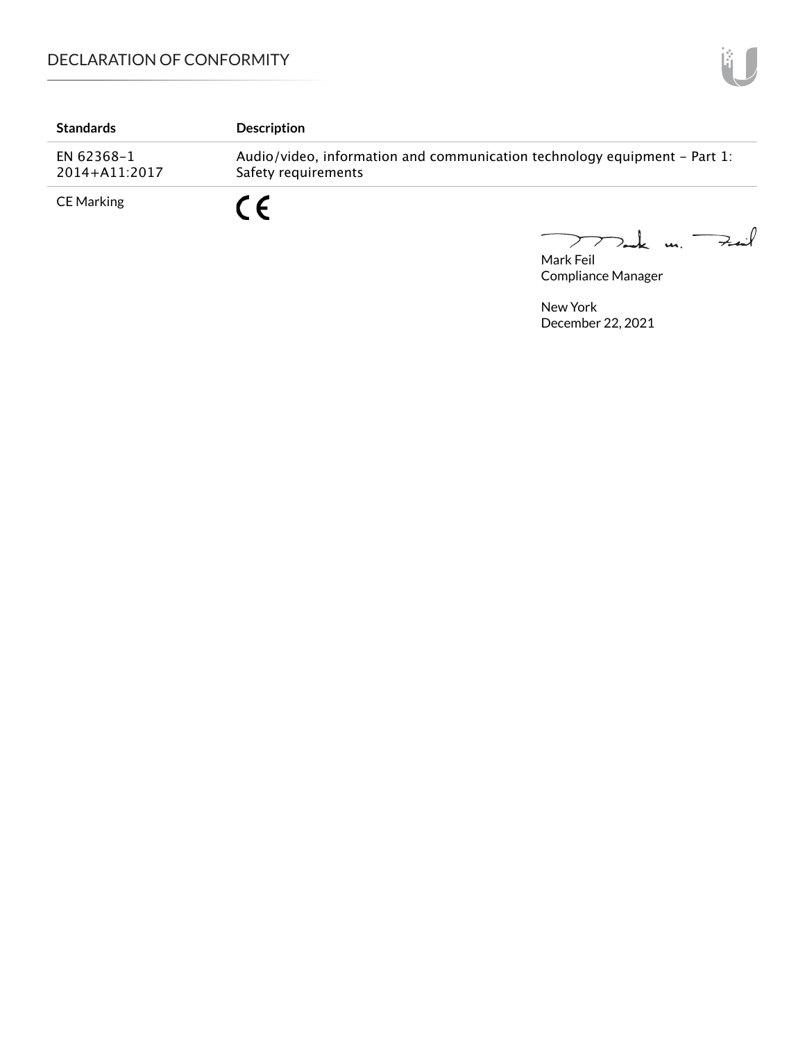| Standards | Description |
| --- | --- |
| EN 62368-1 2014+A11:2017 | Audio/video, information and communication technology equipment - Part 1: Safety requirements |
| CE Marking | CE |

Mark Feil
Compliance Manager

New York
December 22, 2021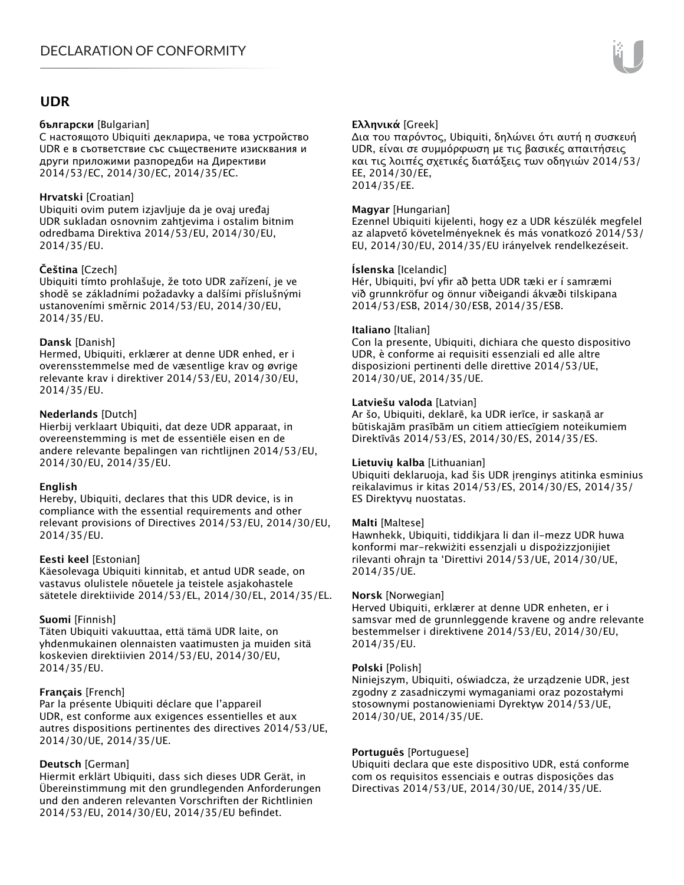## UDR

**български** [Bulgarian]
С настоящото Ubiquiti декларира, че това устройство UDR е в съответствие със съществените изисквания и други приложими разпоредби на Директиви 2014/53/EC, 2014/30/ЕС, 2014/35/ЕС.

**Hrvatski** [Croatian]
Ubiquiti ovim putem izjavljuje da je ovaj uređaj UDR sukladan osnovnim zahtjevima i ostalim bitnim odredbama Direktiva 2014/53/EU, 2014/30/EU, 2014/35/EU.

**Čeština** [Czech]
Ubiquiti tímto prohlašuje, že toto UDR zařízení, je ve shodě se základními požadavky a dalšími příslušnými ustanoveními směrnic 2014/53/EU, 2014/30/EU, 2014/35/EU.

**Dansk** [Danish]
Hermed, Ubiquiti, erklærer at denne UDR enhed, er i overensstemmelse med de væsentlige krav og øvrige relevante krav i direktiver 2014/53/EU, 2014/30/EU, 2014/35/EU.

**Nederlands** [Dutch]
Hierbij verklaart Ubiquiti, dat deze UDR apparaat, in overeenstemming is met de essentiële eisen en de andere relevante bepalingen van richtlijnen 2014/53/EU, 2014/30/EU, 2014/35/EU.

**English**
Hereby, Ubiquiti, declares that this UDR device, is in compliance with the essential requirements and other relevant provisions of Directives 2014/53/EU, 2014/30/EU, 2014/35/EU.

**Eesti keel** [Estonian]
Käesolevaga Ubiquiti kinnitab, et antud UDR seade, on vastavus olulistele nõuetele ja teistele asjakohastele sätetele direktiivide 2014/53/EL, 2014/30/EL, 2014/35/EL.

**Suomi** [Finnish]
Täten Ubiquiti vakuuttaa, että tämä UDR laite, on yhdenmukainen olennaisten vaatimusten ja muiden sitä koskevien direktiivien 2014/53/EU, 2014/30/EU, 2014/35/EU.

**Français** [French]
Par la présente Ubiquiti déclare que l'appareil UDR, est conforme aux exigences essentielles et aux autres dispositions pertinentes des directives 2014/53/UE, 2014/30/UE, 2014/35/UE.

**Deutsch** [German]
Hiermit erklärt Ubiquiti, dass sich dieses UDR Gerät, in Übereinstimmung mit den grundlegenden Anforderungen und den anderen relevanten Vorschriften der Richtlinien 2014/53/EU, 2014/30/EU, 2014/35/EU befindet.

**Ελληνικά** [Greek]
Δια του παρόντος, Ubiquiti, δηλώνει ότι αυτή η συσκευή UDR, είναι σε συμμόρφωση με τις βασικές απαιτήσεις και τις λοιπές σχετικές διατάξεις των οδηγιών 2014/53/EE, 2014/30/EE, 2014/35/EE.

**Magyar** [Hungarian]
Ezennel Ubiquiti kijelenti, hogy ez a UDR készülék megfelel az alapvető követelményeknek és más vonatkozó 2014/53/EU, 2014/30/EU, 2014/35/EU irányelvek rendelkezéseit.

**Íslenska** [Icelandic]
Hér, Ubiquiti, því yfir að þetta UDR tæki er í samræmi við grunnkröfur og önnur viðeigandi ákvæði tilskipana 2014/53/ESB, 2014/30/ESB, 2014/35/ESB.

**Italiano** [Italian]
Con la presente, Ubiquiti, dichiara che questo dispositivo UDR, è conforme ai requisiti essenziali ed alle altre disposizioni pertinenti delle direttive 2014/53/UE, 2014/30/UE, 2014/35/UE.

**Latviešu valoda** [Latvian]
Ar šo, Ubiquiti, deklarē, ka UDR ierīce, ir saskaņā ar būtiskajām prasībām un citiem attiecīgiem noteikumiem Direktīvās 2014/53/ES, 2014/30/ES, 2014/35/ES.

**Lietuvių kalba** [Lithuanian]
Ubiquiti deklaruoja, kad šis UDR įrenginys atitinka esminius reikalavimus ir kitas 2014/53/ES, 2014/30/ES, 2014/35/ES Direktyvų nuostatas.

**Malti** [Maltese]
Hawnhekk, Ubiquiti, tiddikjara li dan il-mezz UDR huwa konformi mar-rekwiżiti essenzjali u dispożizzjonijiet rilevanti oħrajn ta 'Direttivi 2014/53/UE, 2014/30/UE, 2014/35/UE.

**Norsk** [Norwegian]
Herved Ubiquiti, erklærer at denne UDR enheten, er i samsvar med de grunnleggende kravene og andre relevante bestemmelser i direktivene 2014/53/EU, 2014/30/EU, 2014/35/EU.

**Polski** [Polish]
Niniejszym, Ubiquiti, oświadcza, że urządzenie UDR, jest zgodny z zasadniczymi wymaganiami oraz pozostałymi stosownymi postanowieniami Dyrektyw 2014/53/UE, 2014/30/UE, 2014/35/UE.

**Português** [Portuguese]
Ubiquiti declara que este dispositivo UDR, está conforme com os requisitos essenciais e outras disposições das Directivas 2014/53/UE, 2014/30/UE, 2014/35/UE.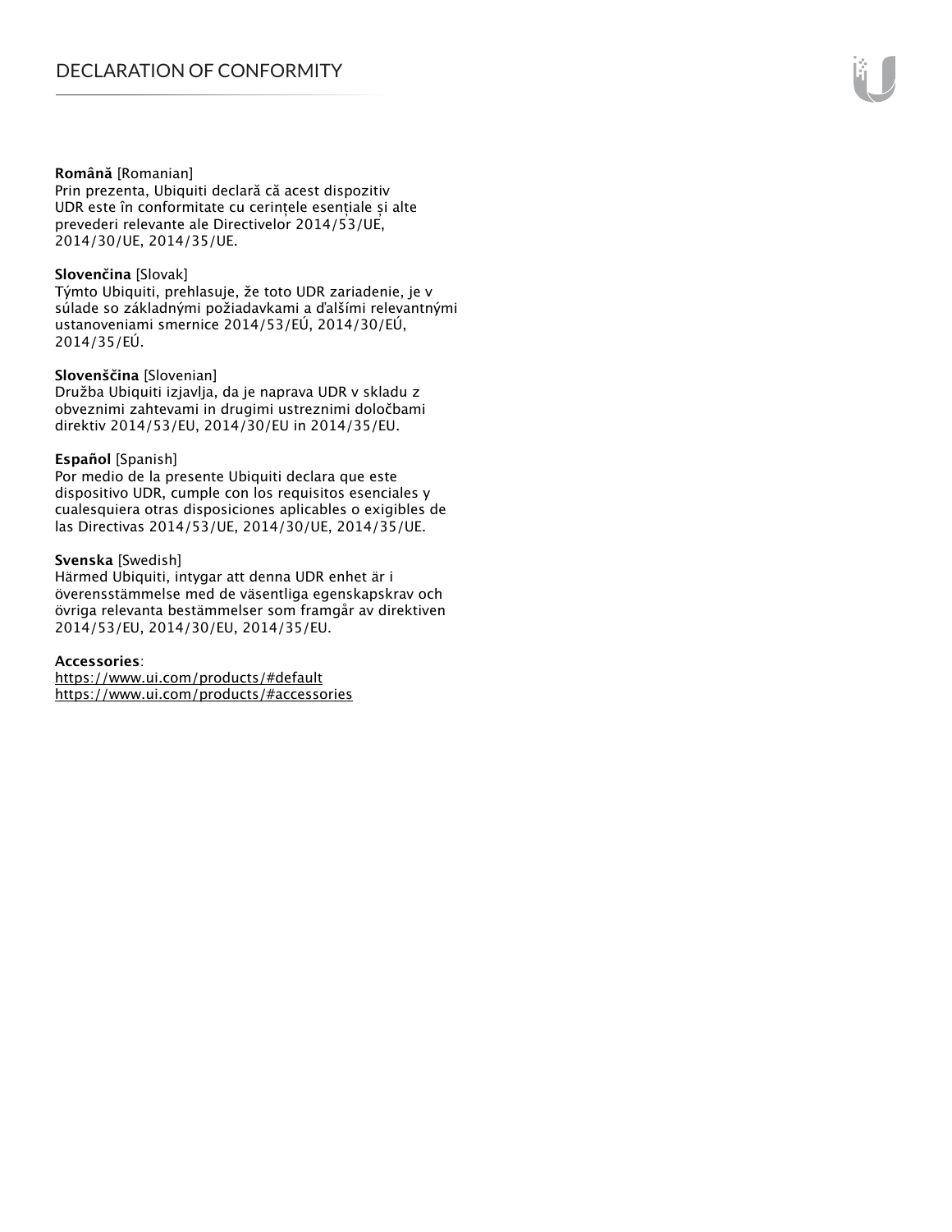**Română** [Romanian]
Prin prezenta, Ubiquiti declară că acest dispozitiv UDR este în conformitate cu cerințele esențiale și alte prevederi relevante ale Directivelor 2014/53/UE, 2014/30/UE, 2014/35/UE.

**Slovenčina** [Slovak]
Týmto Ubiquiti, prehlasuje, že toto UDR zariadenie, je v súlade so základnými požiadavkami a ďalšími relevantnými ustanoveniami smernice 2014/53/EÚ, 2014/30/EÚ, 2014/35/EÚ.

**Slovenščina** [Slovenian]
Družba Ubiquiti izjavlja, da je naprava UDR v skladu z obveznimi zahtevami in drugimi ustreznimi določbami direktiv 2014/53/EU, 2014/30/EU in 2014/35/EU.

**Español** [Spanish]
Por medio de la presente Ubiquiti declara que este dispositivo UDR, cumple con los requisitos esenciales y cualesquiera otras disposiciones aplicables o exigibles de las Directivas 2014/53/UE, 2014/30/UE, 2014/35/UE.

**Svenska** [Swedish]
Härmed Ubiquiti, intygar att denna UDR enhet är i överensstämmelse med de väsentliga egenskapskrav och övriga relevanta bestämmelser som framgår av direktiven 2014/53/EU, 2014/30/EU, 2014/35/EU.

**Accessories**:
https://www.ui.com/products/#default
https://www.ui.com/products/#accessories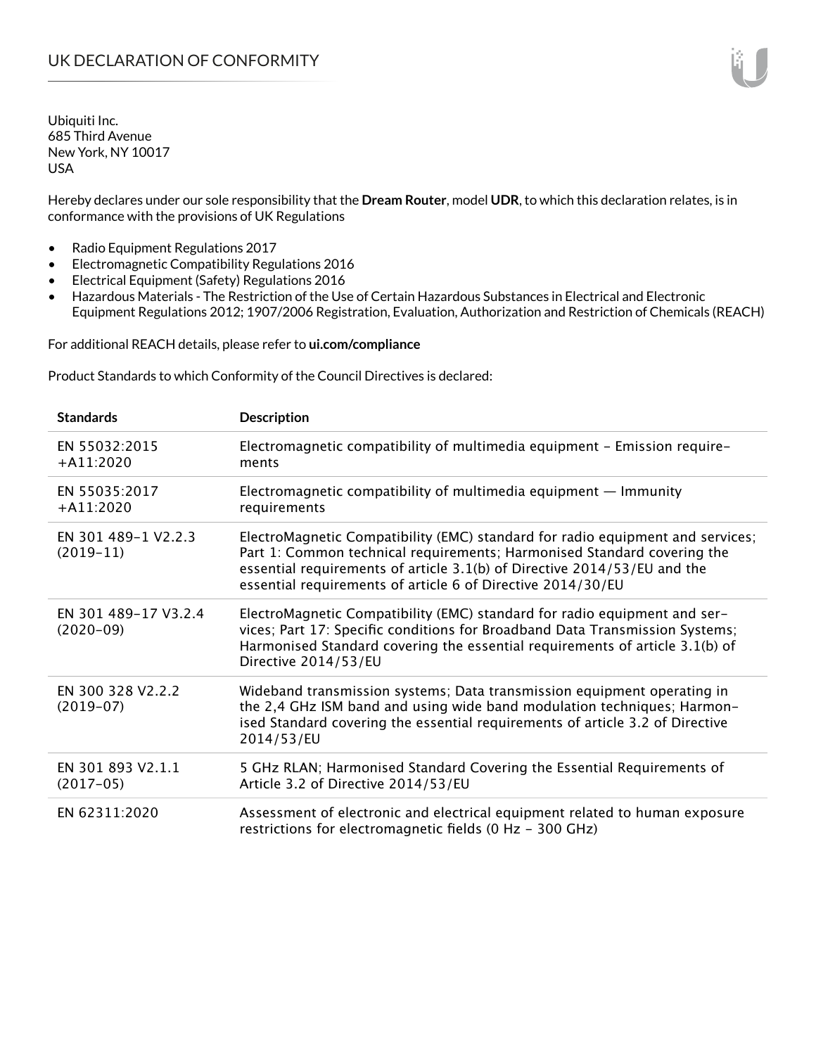# UK DECLARATION OF CONFORMITY

Ubiquiti Inc.
685 Third Avenue
New York, NY 10017
USA

Hereby declares under our sole responsibility that the **Dream Router**, model **UDR**, to which this declaration relates, is in conformance with the provisions of UK Regulations

- Radio Equipment Regulations 2017
- Electromagnetic Compatibility Regulations 2016
- Electrical Equipment (Safety) Regulations 2016
- Hazardous Materials - The Restriction of the Use of Certain Hazardous Substances in Electrical and Electronic Equipment Regulations 2012; 1907/2006 Registration, Evaluation, Authorization and Restriction of Chemicals (REACH)

For additional REACH details, please refer to **ui.com/compliance**

Product Standards to which Conformity of the Council Directives is declared:

| Standards | Description |
|---|---|
| EN 55032:2015 +A11:2020 | Electromagnetic compatibility of multimedia equipment – Emission requirements |
| EN 55035:2017 +A11:2020 | Electromagnetic compatibility of multimedia equipment — Immunity requirements |
| EN 301 489-1 V2.2.3 (2019-11) | ElectroMagnetic Compatibility (EMC) standard for radio equipment and services; Part 1: Common technical requirements; Harmonised Standard covering the essential requirements of article 3.1(b) of Directive 2014/53/EU and the essential requirements of article 6 of Directive 2014/30/EU |
| EN 301 489-17 V3.2.4 (2020-09) | ElectroMagnetic Compatibility (EMC) standard for radio equipment and services; Part 17: Specific conditions for Broadband Data Transmission Systems; Harmonised Standard covering the essential requirements of article 3.1(b) of Directive 2014/53/EU |
| EN 300 328 V2.2.2 (2019-07) | Wideband transmission systems; Data transmission equipment operating in the 2,4 GHz ISM band and using wide band modulation techniques; Harmonised Standard covering the essential requirements of article 3.2 of Directive 2014/53/EU |
| EN 301 893 V2.1.1 (2017-05) | 5 GHz RLAN; Harmonised Standard Covering the Essential Requirements of Article 3.2 of Directive 2014/53/EU |
| EN 62311:2020 | Assessment of electronic and electrical equipment related to human exposure restrictions for electromagnetic fields (0 Hz - 300 GHz) |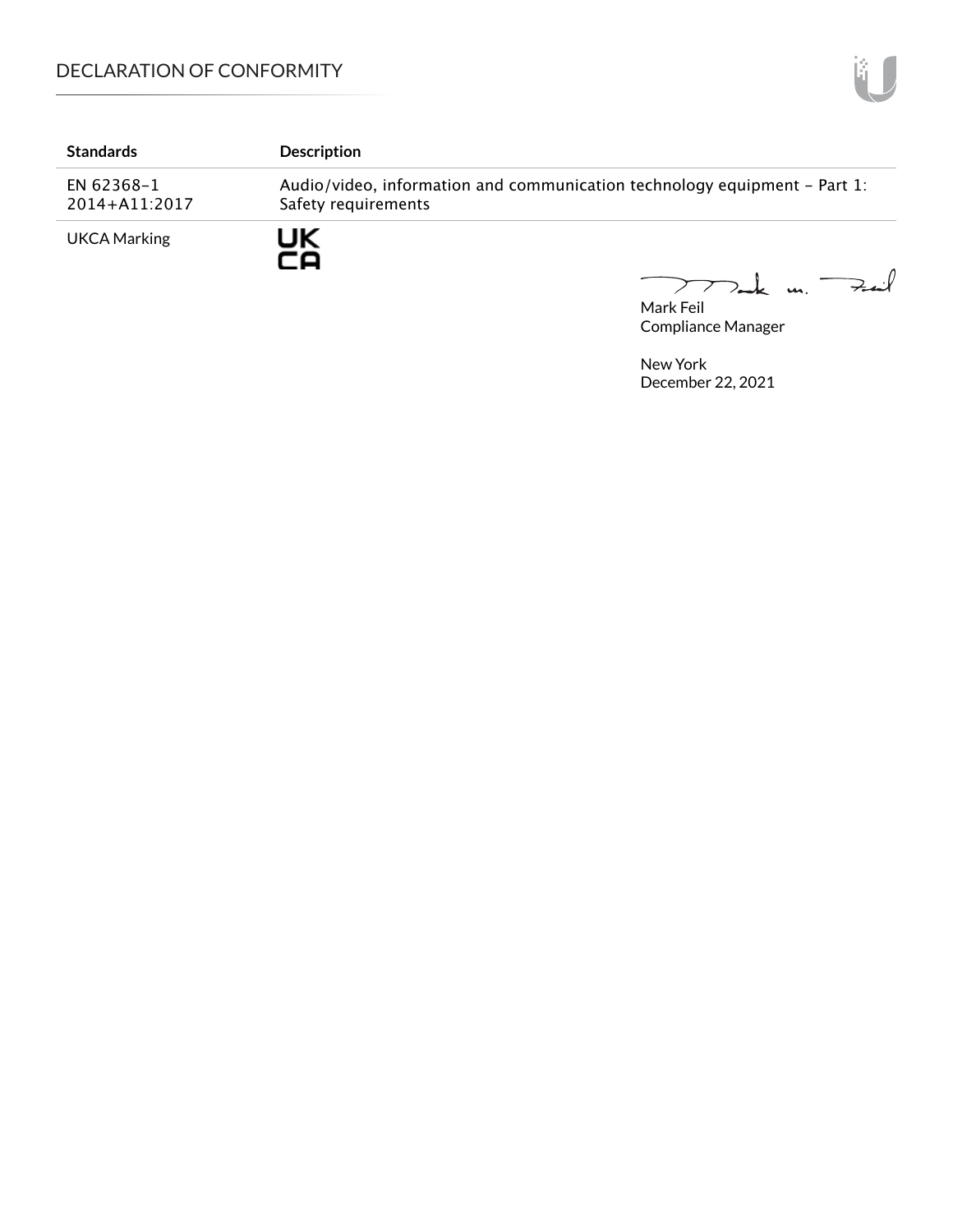| Standards | Description |
| --- | --- |
| EN 62368-1 2014+A11:2017 | Audio/video, information and communication technology equipment - Part 1: Safety requirements |
| UKCA Marking | UK CA |

Mark Feil
Compliance Manager

New York
December 22, 2021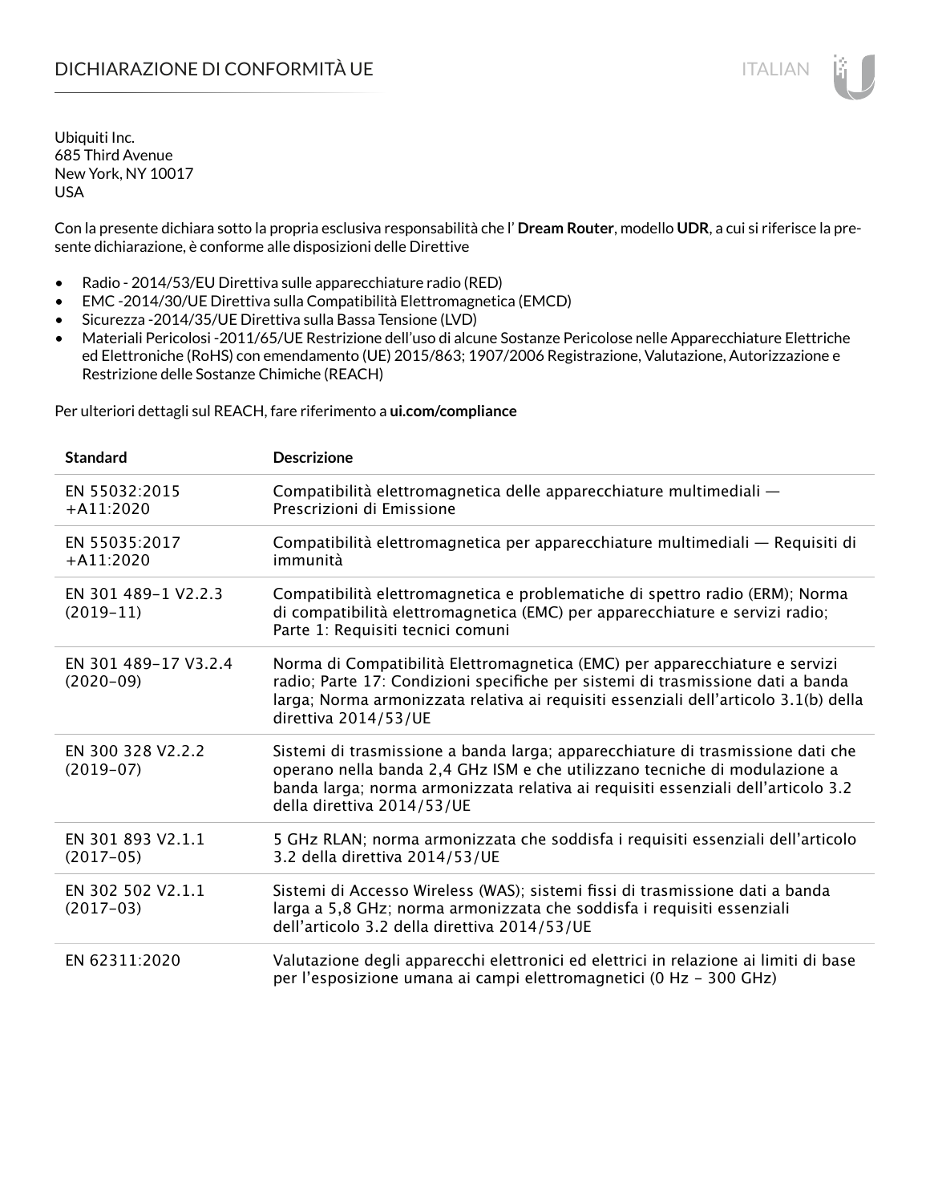# DICHIARAZIONE DI CONFORMITÀ UE

Ubiquiti Inc.
685 Third Avenue
New York, NY 10017
USA

Con la presente dichiara sotto la propria esclusiva responsabilità che l' **Dream Router**, modello **UDR**, a cui si riferisce la presente dichiarazione, è conforme alle disposizioni delle Direttive

- Radio - 2014/53/EU Direttiva sulle apparecchiature radio (RED)
- EMC -2014/30/UE Direttiva sulla Compatibilità Elettromagnetica (EMCD)
- Sicurezza -2014/35/UE Direttiva sulla Bassa Tensione (LVD)
- Materiali Pericolosi -2011/65/UE Restrizione dell'uso di alcune Sostanze Pericolose nelle Apparecchiature Elettriche ed Elettroniche (RoHS) con emendamento (UE) 2015/863; 1907/2006 Registrazione, Valutazione, Autorizzazione e Restrizione delle Sostanze Chimiche (REACH)

Per ulteriori dettagli sul REACH, fare riferimento a **ui.com/compliance**

| Standard | Descrizione |
|---|---|
| EN 55032:2015 +A11:2020 | Compatibilità elettromagnetica delle apparecchiature multimediali — Prescrizioni di Emissione |
| EN 55035:2017 +A11:2020 | Compatibilità elettromagnetica per apparecchiature multimediali — Requisiti di immunità |
| EN 301 489-1 V2.2.3 (2019-11) | Compatibilità elettromagnetica e problematiche di spettro radio (ERM); Norma di compatibilità elettromagnetica (EMC) per apparecchiature e servizi radio; Parte 1: Requisiti tecnici comuni |
| EN 301 489-17 V3.2.4 (2020-09) | Norma di Compatibilità Elettromagnetica (EMC) per apparecchiature e servizi radio; Parte 17: Condizioni specifiche per sistemi di trasmissione dati a banda larga; Norma armonizzata relativa ai requisiti essenziali dell'articolo 3.1(b) della direttiva 2014/53/UE |
| EN 300 328 V2.2.2 (2019-07) | Sistemi di trasmissione a banda larga; apparecchiature di trasmissione dati che operano nella banda 2,4 GHz ISM e che utilizzano tecniche di modulazione a banda larga; norma armonizzata relativa ai requisiti essenziali dell'articolo 3.2 della direttiva 2014/53/UE |
| EN 301 893 V2.1.1 (2017-05) | 5 GHz RLAN; norma armonizzata che soddisfa i requisiti essenziali dell'articolo 3.2 della direttiva 2014/53/UE |
| EN 302 502 V2.1.1 (2017-03) | Sistemi di Accesso Wireless (WAS); sistemi fissi di trasmissione dati a banda larga a 5,8 GHz; norma armonizzata che soddisfa i requisiti essenziali dell'articolo 3.2 della direttiva 2014/53/UE |
| EN 62311:2020 | Valutazione degli apparecchi elettronici ed elettrici in relazione ai limiti di base per l'esposizione umana ai campi elettromagnetici (0 Hz - 300 GHz) |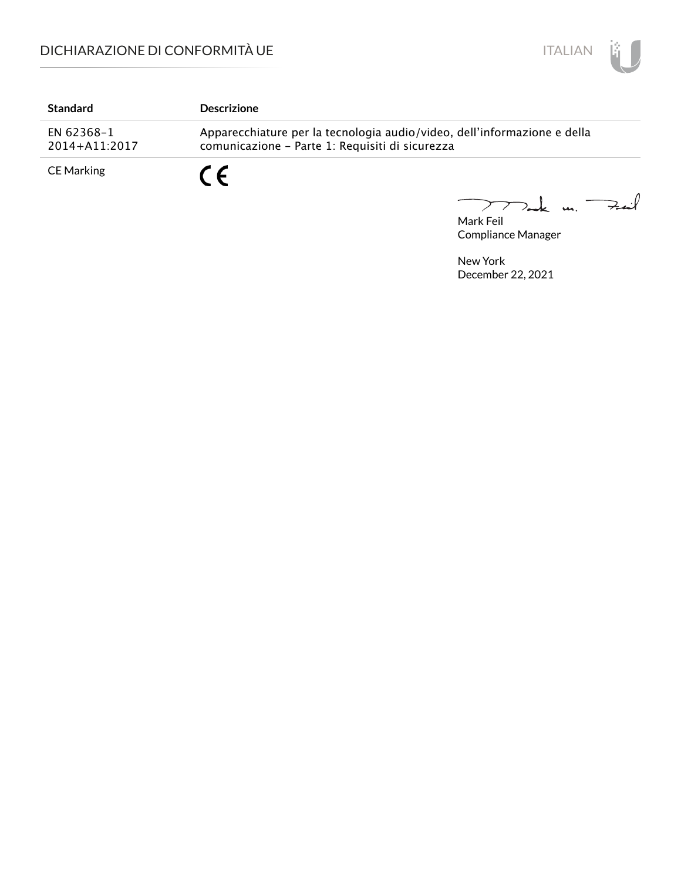| Standard | Descrizione |
|---|---|
| EN 62368-1 2014+A11:2017 | Apparecchiature per la tecnologia audio/video, dell'informazione e della comunicazione - Parte 1: Requisiti di sicurezza |
| CE Marking | CE |

Mark Feil
Compliance Manager

New York
December 22, 2021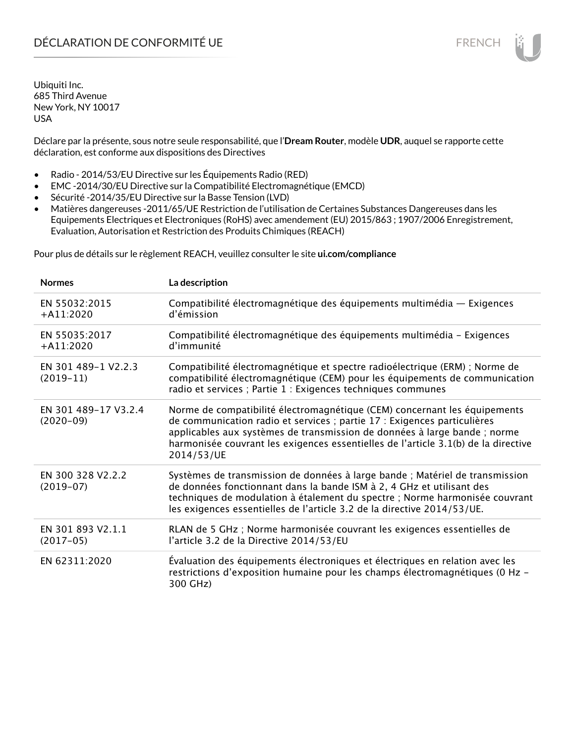# DÉCLARATION DE CONFORMITÉ UE

Ubiquiti Inc.
685 Third Avenue
New York, NY 10017
USA

Déclare par la présente, sous notre seule responsabilité, que l'**Dream Router**, modèle **UDR**, auquel se rapporte cette déclaration, est conforme aux dispositions des Directives

- Radio - 2014/53/EU Directive sur les Équipements Radio (RED)
- EMC -2014/30/EU Directive sur la Compatibilité Electromagnétique (EMCD)
- Sécurité -2014/35/EU Directive sur la Basse Tension (LVD)
- Matières dangereuses -2011/65/UE Restriction de l'utilisation de Certaines Substances Dangereuses dans les Equipements Electriques et Electroniques (RoHS) avec amendement (EU) 2015/863 ; 1907/2006 Enregistrement, Evaluation, Autorisation et Restriction des Produits Chimiques (REACH)

Pour plus de détails sur le règlement REACH, veuillez consulter le site **ui.com/compliance**

| Normes | La description |
|---|---|
| EN 55032:2015 +A11:2020 | Compatibilité électromagnétique des équipements multimédia — Exigences d'émission |
| EN 55035:2017 +A11:2020 | Compatibilité électromagnétique des équipements multimédia – Exigences d'immunité |
| EN 301 489-1 V2.2.3 (2019-11) | Compatibilité électromagnétique et spectre radioélectrique (ERM) ; Norme de compatibilité électromagnétique (CEM) pour les équipements de communication radio et services ; Partie 1 : Exigences techniques communes |
| EN 301 489-17 V3.2.4 (2020-09) | Norme de compatibilité électromagnétique (CEM) concernant les équipements de communication radio et services ; partie 17 : Exigences particulières applicables aux systèmes de transmission de données à large bande ; norme harmonisée couvrant les exigences essentielles de l'article 3.1(b) de la directive 2014/53/UE |
| EN 300 328 V2.2.2 (2019-07) | Systèmes de transmission de données à large bande ; Matériel de transmission de données fonctionnant dans la bande ISM à 2, 4 GHz et utilisant des techniques de modulation à étalement du spectre ; Norme harmonisée couvrant les exigences essentielles de l'article 3.2 de la directive 2014/53/UE. |
| EN 301 893 V2.1.1 (2017-05) | RLAN de 5 GHz ; Norme harmonisée couvrant les exigences essentielles de l'article 3.2 de la Directive 2014/53/EU |
| EN 62311:2020 | Évaluation des équipements électroniques et électriques en relation avec les restrictions d'exposition humaine pour les champs électromagnétiques (0 Hz – 300 GHz) |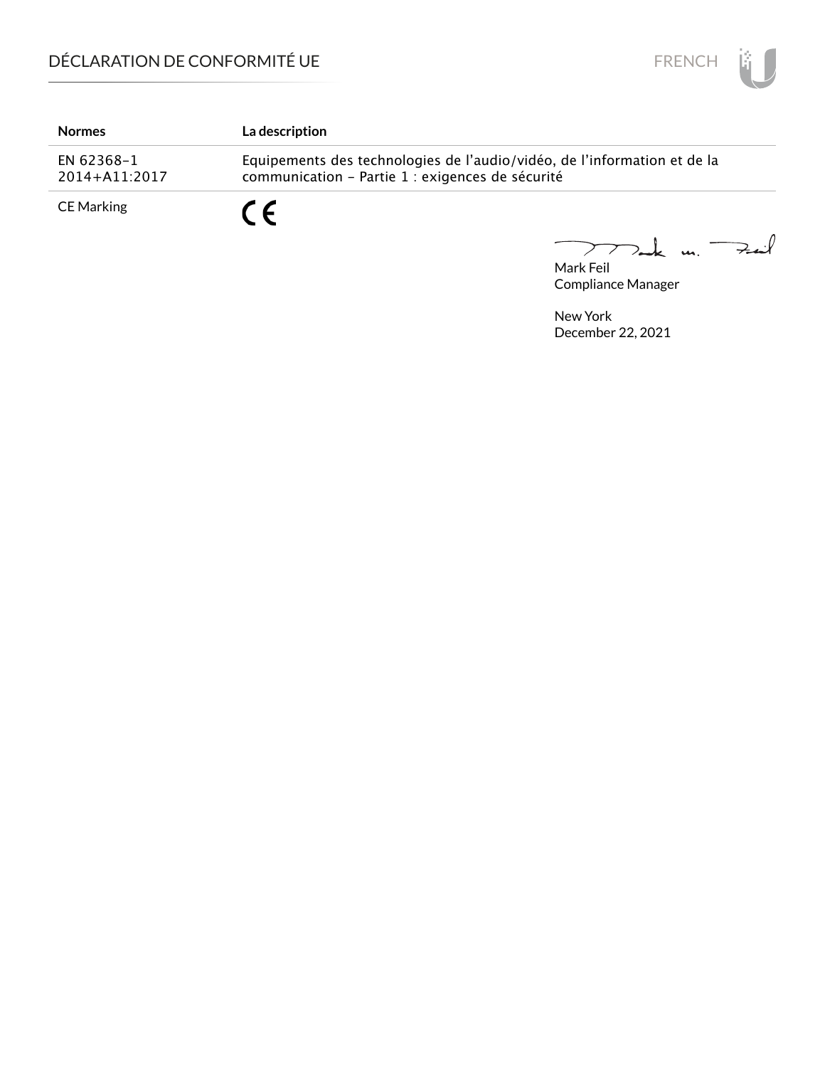| Normes | La description |
|---|---|
| EN 62368-1 2014+A11:2017 | Equipements des technologies de l'audio/vidéo, de l'information et de la communication - Partie 1 : exigences de sécurité |
| CE Marking | CE |

Mark Feil
Compliance Manager

New York
December 22, 2021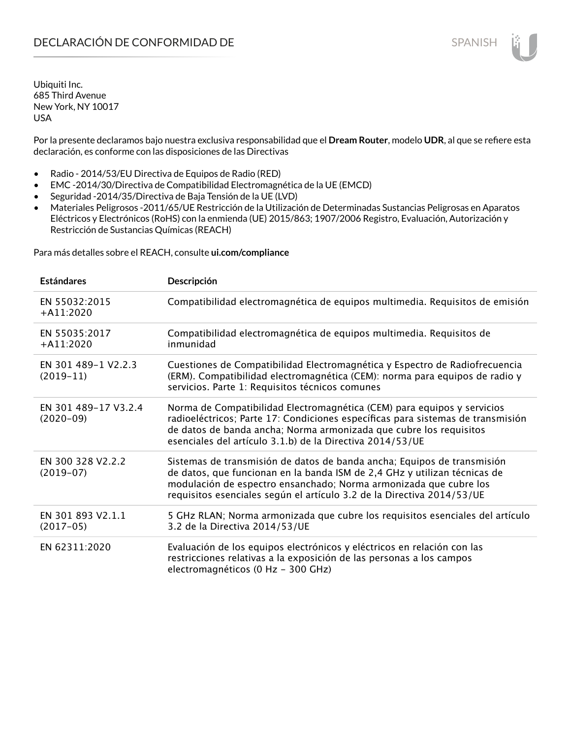# DECLARACIÓN DE CONFORMIDAD DE

Ubiquiti Inc.
685 Third Avenue
New York, NY 10017
USA

Por la presente declaramos bajo nuestra exclusiva responsabilidad que el **Dream Router**, modelo **UDR**, al que se refiere esta declaración, es conforme con las disposiciones de las Directivas

- Radio - 2014/53/EU Directiva de Equipos de Radio (RED)
- EMC -2014/30/Directiva de Compatibilidad Electromagnética de la UE (EMCD)
- Seguridad -2014/35/Directiva de Baja Tensión de la UE (LVD)
- Materiales Peligrosos -2011/65/UE Restricción de la Utilización de Determinadas Sustancias Peligrosas en Aparatos Eléctricos y Electrónicos (RoHS) con la enmienda (UE) 2015/863; 1907/2006 Registro, Evaluación, Autorización y Restricción de Sustancias Químicas (REACH)

Para más detalles sobre el REACH, consulte **ui.com/compliance**

| Estándares | Descripción |
|---|---|
| EN 55032:2015 +A11:2020 | Compatibilidad electromagnética de equipos multimedia. Requisitos de emisión |
| EN 55035:2017 +A11:2020 | Compatibilidad electromagnética de equipos multimedia. Requisitos de inmunidad |
| EN 301 489-1 V2.2.3 (2019-11) | Cuestiones de Compatibilidad Electromagnética y Espectro de Radiofrecuencia (ERM). Compatibilidad electromagnética (CEM): norma para equipos de radio y servicios. Parte 1: Requisitos técnicos comunes |
| EN 301 489-17 V3.2.4 (2020-09) | Norma de Compatibilidad Electromagnética (CEM) para equipos y servicios radioeléctricos; Parte 17: Condiciones específicas para sistemas de transmisión de datos de banda ancha; Norma armonizada que cubre los requisitos esenciales del artículo 3.1.b) de la Directiva 2014/53/UE |
| EN 300 328 V2.2.2 (2019-07) | Sistemas de transmisión de datos de banda ancha; Equipos de transmisión de datos, que funcionan en la banda ISM de 2,4 GHz y utilizan técnicas de modulación de espectro ensanchado; Norma armonizada que cubre los requisitos esenciales según el artículo 3.2 de la Directiva 2014/53/UE |
| EN 301 893 V2.1.1 (2017-05) | 5 GHz RLAN; Norma armonizada que cubre los requisitos esenciales del artículo 3.2 de la Directiva 2014/53/UE |
| EN 62311:2020 | Evaluación de los equipos electrónicos y eléctricos en relación con las restricciones relativas a la exposición de las personas a los campos electromagnéticos (0 Hz - 300 GHz) |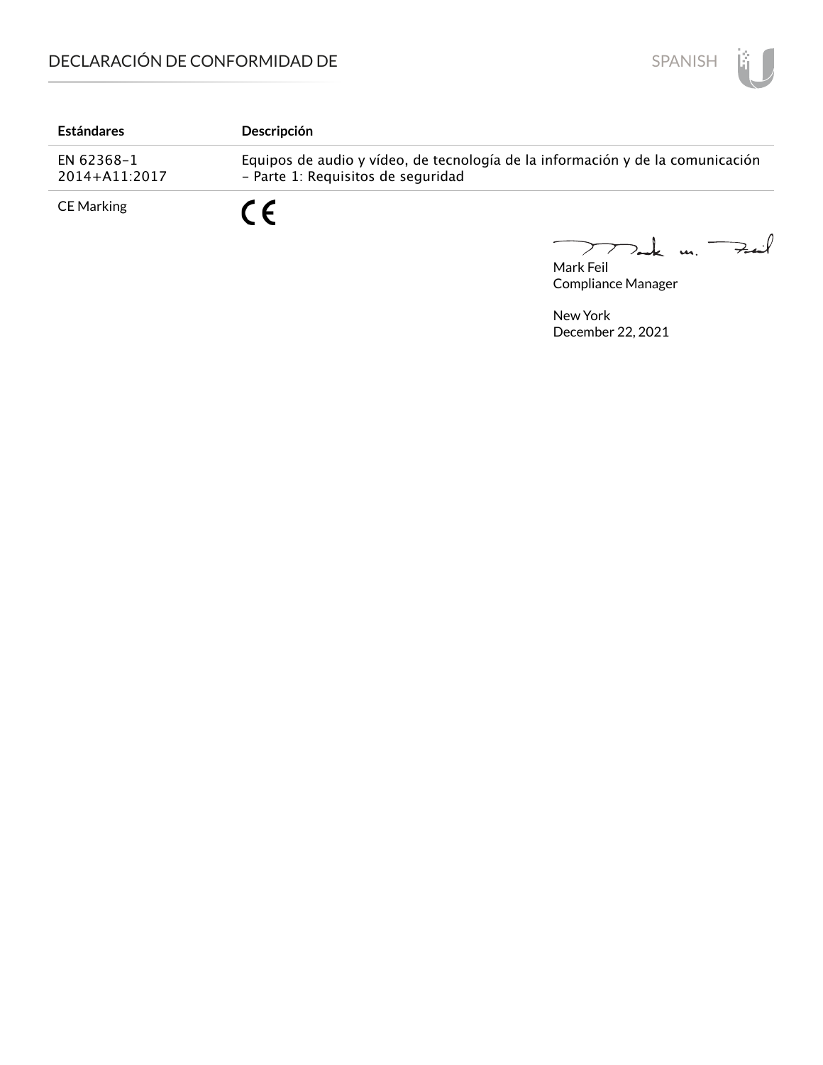# DECLARACIÓN DE CONFORMIDAD DE

| Estándares | Descripción |
| --- | --- |
| EN 62368-1 2014+A11:2017 | Equipos de audio y vídeo, de tecnología de la información y de la comunicación – Parte 1: Requisitos de seguridad |
| CE Marking | CE |

Mark Feil
Compliance Manager

New York
December 22, 2021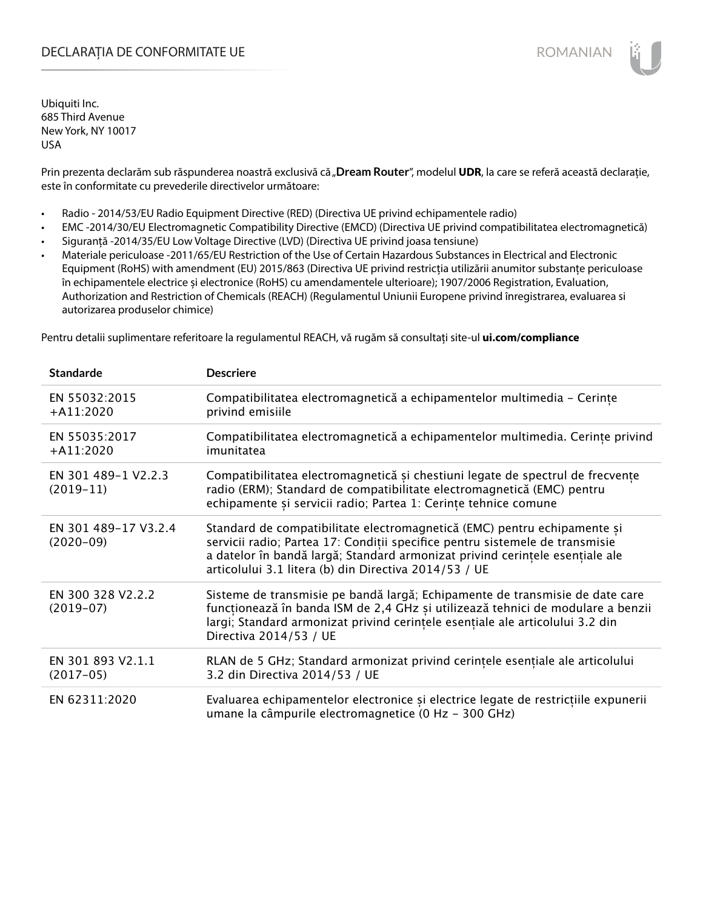# DECLARAȚIA DE CONFORMITATE UE

Ubiquiti Inc.
685 Third Avenue
New York, NY 10017
USA

Prin prezenta declarăm sub răspunderea noastră exclusivă că „**Dream Router**", modelul **UDR**, la care se referă această declarație, este în conformitate cu prevederile directivelor următoare:

- Radio - 2014/53/EU Radio Equipment Directive (RED) (Directiva UE privind echipamentele radio)
- EMC -2014/30/EU Electromagnetic Compatibility Directive (EMCD) (Directiva UE privind compatibilitatea electromagnetică)
- Siguranță -2014/35/EU Low Voltage Directive (LVD) (Directiva UE privind joasa tensiune)
- Materiale periculoase -2011/65/EU Restriction of the Use of Certain Hazardous Substances in Electrical and Electronic Equipment (RoHS) with amendment (EU) 2015/863 (Directiva UE privind restricția utilizării anumitor substanțe periculoase în echipamentele electrice și electronice (RoHS) cu amendamentele ulterioare); 1907/2006 Registration, Evaluation, Authorization and Restriction of Chemicals (REACH) (Regulamentul Uniunii Europene privind înregistrarea, evaluarea si autorizarea produselor chimice)

Pentru detalii suplimentare referitoare la regulamentul REACH, vă rugăm să consultați site-ul **ui.com/compliance**

| Standarde | Descriere |
|---|---|
| EN 55032:2015 +A11:2020 | Compatibilitatea electromagnetică a echipamentelor multimedia – Cerințe privind emisiile |
| EN 55035:2017 +A11:2020 | Compatibilitatea electromagnetică a echipamentelor multimedia. Cerințe privind imunitatea |
| EN 301 489-1 V2.2.3 (2019-11) | Compatibilitatea electromagnetică și chestiuni legate de spectrul de frecvențe radio (ERM); Standard de compatibilitate electromagnetică (EMC) pentru echipamente și servicii radio; Partea 1: Cerințe tehnice comune |
| EN 301 489-17 V3.2.4 (2020-09) | Standard de compatibilitate electromagnetică (EMC) pentru echipamente și servicii radio; Partea 17: Condiții specifice pentru sistemele de transmisie a datelor în bandă largă; Standard armonizat privind cerințele esențiale ale articolului 3.1 litera (b) din Directiva 2014/53 / UE |
| EN 300 328 V2.2.2 (2019-07) | Sisteme de transmisie pe bandă largă; Echipamente de transmisie de date care funcționează în banda ISM de 2,4 GHz și utilizează tehnici de modulare a benzii largi; Standard armonizat privind cerințele esențiale ale articolului 3.2 din Directiva 2014/53 / UE |
| EN 301 893 V2.1.1 (2017-05) | RLAN de 5 GHz; Standard armonizat privind cerințele esențiale ale articolului 3.2 din Directiva 2014/53 / UE |
| EN 62311:2020 | Evaluarea echipamentelor electronice și electrice legate de restricțiile expunerii umane la câmpurile electromagnetice (0 Hz – 300 GHz) |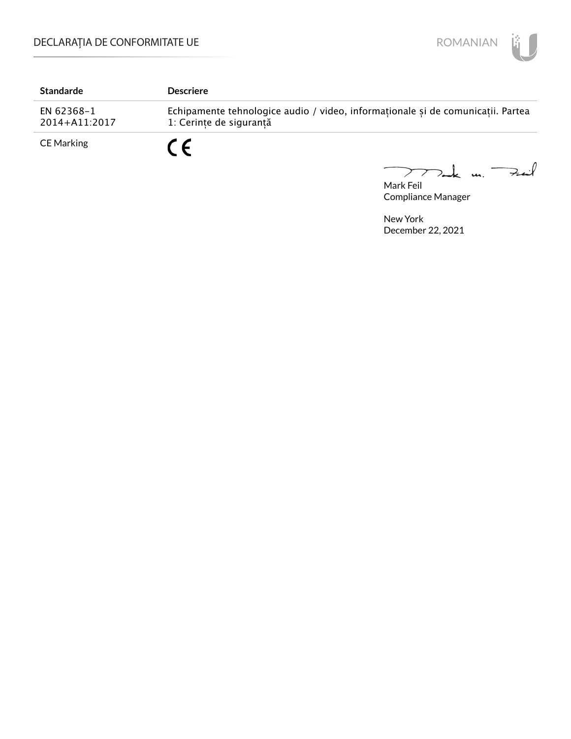| Standarde | Descriere |
| --- | --- |
| EN 62368-1<br>2014+A11:2017 | Echipamente tehnologice audio / video, informaționale și de comunicații. Partea 1: Cerințe de siguranță |
| CE Marking | CE |

Mark Feil
Compliance Manager

New York
December 22, 2021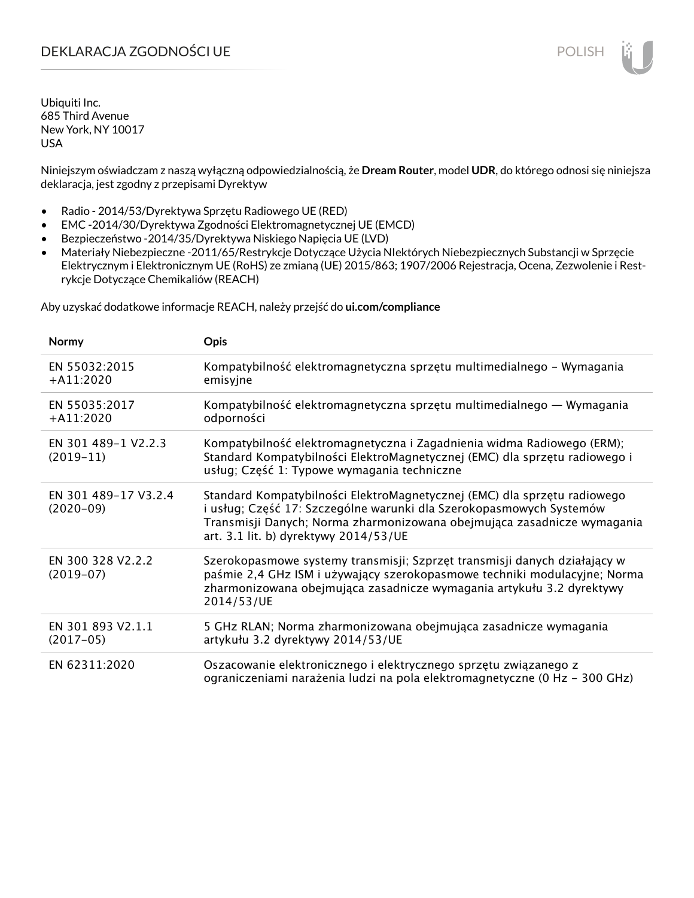# DEKLARACJA ZGODNOŚCI UE

POLISH

Ubiquiti Inc.
685 Third Avenue
New York, NY 10017
USA

Niniejszym oświadczam z naszą wyłączną odpowiedzialnością, że **Dream Router**, model **UDR**, do którego odnosi się niniejsza deklaracja, jest zgodny z przepisami Dyrektyw

- Radio - 2014/53/Dyrektywa Sprzętu Radiowego UE (RED)
- EMC -2014/30/Dyrektywa Zgodności Elektromagnetycznej UE (EMCD)
- Bezpieczeństwo -2014/35/Dyrektywa Niskiego Napięcia UE (LVD)
- Materiały Niebezpieczne -2011/65/Restrykcje Dotyczące Użycia NIektórych Niebezpiecznych Substancji w Sprzęcie Elektrycznym i Elektronicznym UE (RoHS) ze zmianą (UE) 2015/863; 1907/2006 Rejestracja, Ocena, Zezwolenie i Restrykcje Dotyczące Chemikaliów (REACH)

Aby uzyskać dodatkowe informacje REACH, należy przejść do **ui.com/compliance**

| Normy | Opis |
|---|---|
| EN 55032:2015 +A11:2020 | Kompatybilność elektromagnetyczna sprzętu multimedialnego – Wymagania emisyjne |
| EN 55035:2017 +A11:2020 | Kompatybilność elektromagnetyczna sprzętu multimedialnego — Wymagania odporności |
| EN 301 489-1 V2.2.3 (2019-11) | Kompatybilność elektromagnetyczna i Zagadnienia widma Radiowego (ERM); Standard Kompatybilności ElektroMagnetycznej (EMC) dla sprzętu radiowego i usług; Część 1: Typowe wymagania techniczne |
| EN 301 489-17 V3.2.4 (2020-09) | Standard Kompatybilności ElektroMagnetycznej (EMC) dla sprzętu radiowego i usług; Część 17: Szczególne warunki dla Szerokopasmowych Systemów Transmisji Danych; Norma zharmonizowana obejmująca zasadnicze wymagania art. 3.1 lit. b) dyrektywy 2014/53/UE |
| EN 300 328 V2.2.2 (2019-07) | Szerokopasmowe systemy transmisji; Szprzęt transmisji danych działający w paśmie 2,4 GHz ISM i używający szerokopasmowe techniki modulacyjne; Norma zharmonizowana obejmująca zasadnicze wymagania artykułu 3.2 dyrektywy 2014/53/UE |
| EN 301 893 V2.1.1 (2017-05) | 5 GHz RLAN; Norma zharmonizowana obejmująca zasadnicze wymagania artykułu 3.2 dyrektywy 2014/53/UE |
| EN 62311:2020 | Oszacowanie elektronicznego i elektrycznego sprzętu związanego z ograniczeniami narażenia ludzi na pola elektromagnetyczne (0 Hz - 300 GHz) |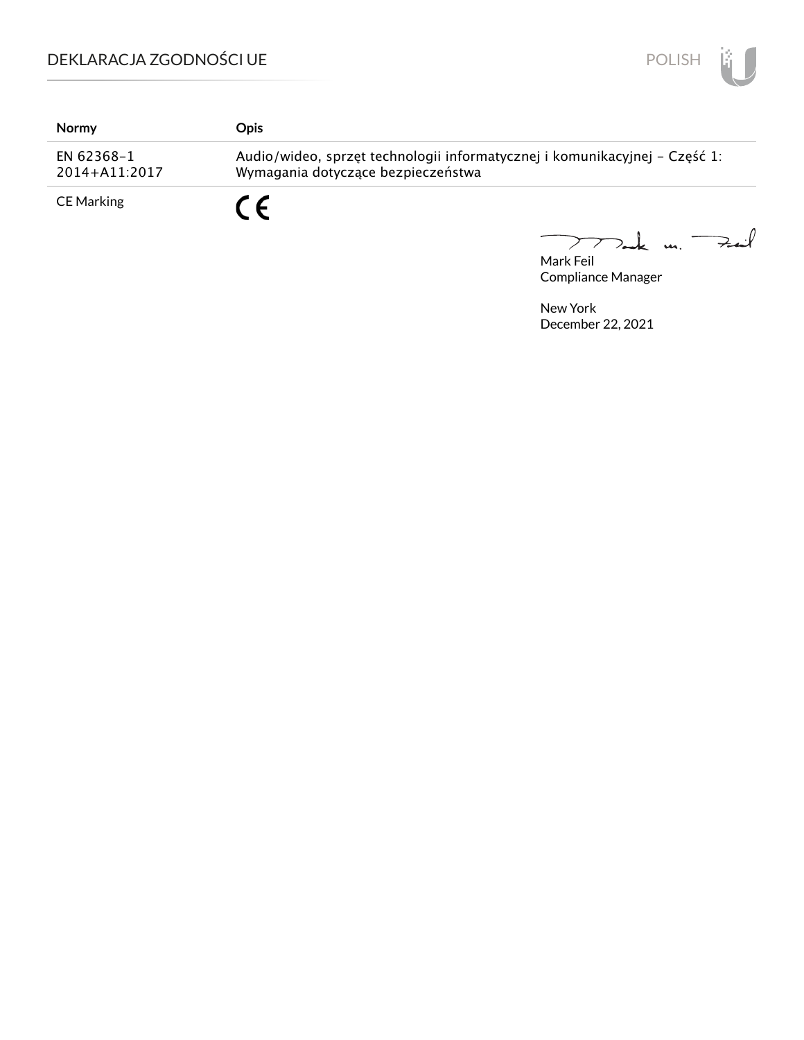| Normy | Opis |
| --- | --- |
| EN 62368‑1 2014+A11:2017 | Audio/wideo, sprzęt technologii informatycznej i komunikacyjnej – Część 1: Wymagania dotyczące bezpieczeństwa |
| CE Marking | CE |

Mark Feil
Compliance Manager

New York
December 22, 2021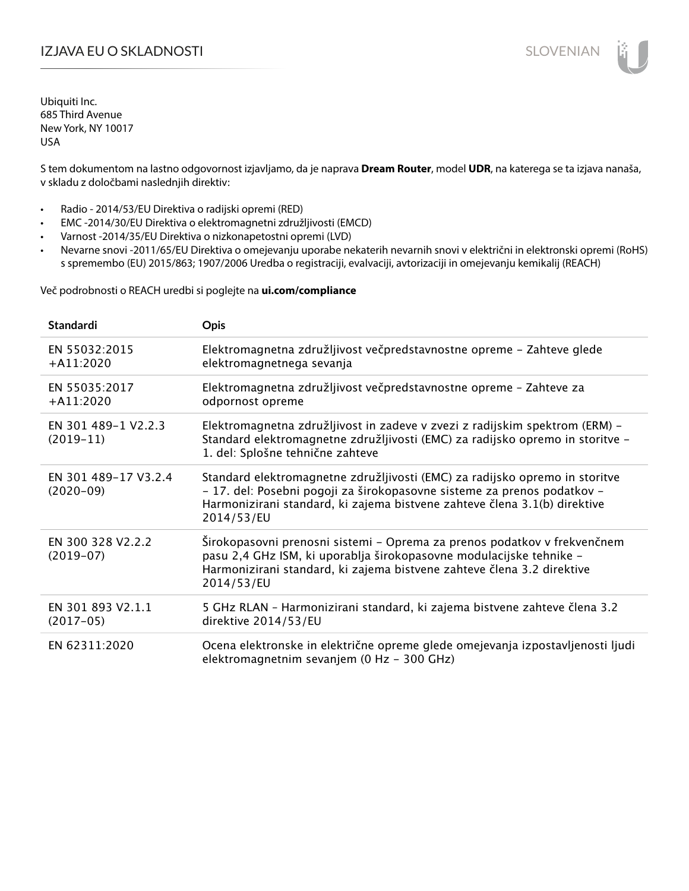# IZJAVA EU O SKLADNOSTI

Ubiquiti Inc.
685 Third Avenue
New York, NY 10017
USA

S tem dokumentom na lastno odgovornost izjavljamo, da je naprava **Dream Router**, model **UDR**, na katerega se ta izjava nanaša, v skladu z določbami naslednjih direktiv:

- Radio - 2014/53/EU Direktiva o radijski opremi (RED)
- EMC -2014/30/EU Direktiva o elektromagnetni združljivosti (EMCD)
- Varnost -2014/35/EU Direktiva o nizkonapetostni opremi (LVD)
- Nevarne snovi -2011/65/EU Direktiva o omejevanju uporabe nekaterih nevarnih snovi v električni in elektronski opremi (RoHS) s spremembo (EU) 2015/863; 1907/2006 Uredba o registraciji, evalvaciji, avtorizaciji in omejevanju kemikalij (REACH)

Več podrobnosti o REACH uredbi si poglejte na **ui.com/compliance**

| Standardi | Opis |
|---|---|
| EN 55032:2015 +A11:2020 | Elektromagnetna združljivost večpredstavnostne opreme – Zahteve glede elektromagnetnega sevanja |
| EN 55035:2017 +A11:2020 | Elektromagnetna združljivost večpredstavnostne opreme – Zahteve za odpornost opreme |
| EN 301 489-1 V2.2.3 (2019-11) | Elektromagnetna združljivost in zadeve v zvezi z radijskim spektrom (ERM) – Standard elektromagnetne združljivosti (EMC) za radijsko opremo in storitve – 1. del: Splošne tehnične zahteve |
| EN 301 489-17 V3.2.4 (2020-09) | Standard elektromagnetne združljivosti (EMC) za radijsko opremo in storitve – 17. del: Posebni pogoji za širokopasovne sisteme za prenos podatkov – Harmonizirani standard, ki zajema bistvene zahteve člena 3.1(b) direktive 2014/53/EU |
| EN 300 328 V2.2.2 (2019-07) | Širokopasovni prenosni sistemi – Oprema za prenos podatkov v frekvenčnem pasu 2,4 GHz ISM, ki uporablja širokopasovne modulacijske tehnike – Harmonizirani standard, ki zajema bistvene zahteve člena 3.2 direktive 2014/53/EU |
| EN 301 893 V2.1.1 (2017-05) | 5 GHz RLAN – Harmonizirani standard, ki zajema bistvene zahteve člena 3.2 direktive 2014/53/EU |
| EN 62311:2020 | Ocena elektronske in električne opreme glede omejevanja izpostavljenosti ljudi elektromagnetnim sevanjem (0 Hz – 300 GHz) |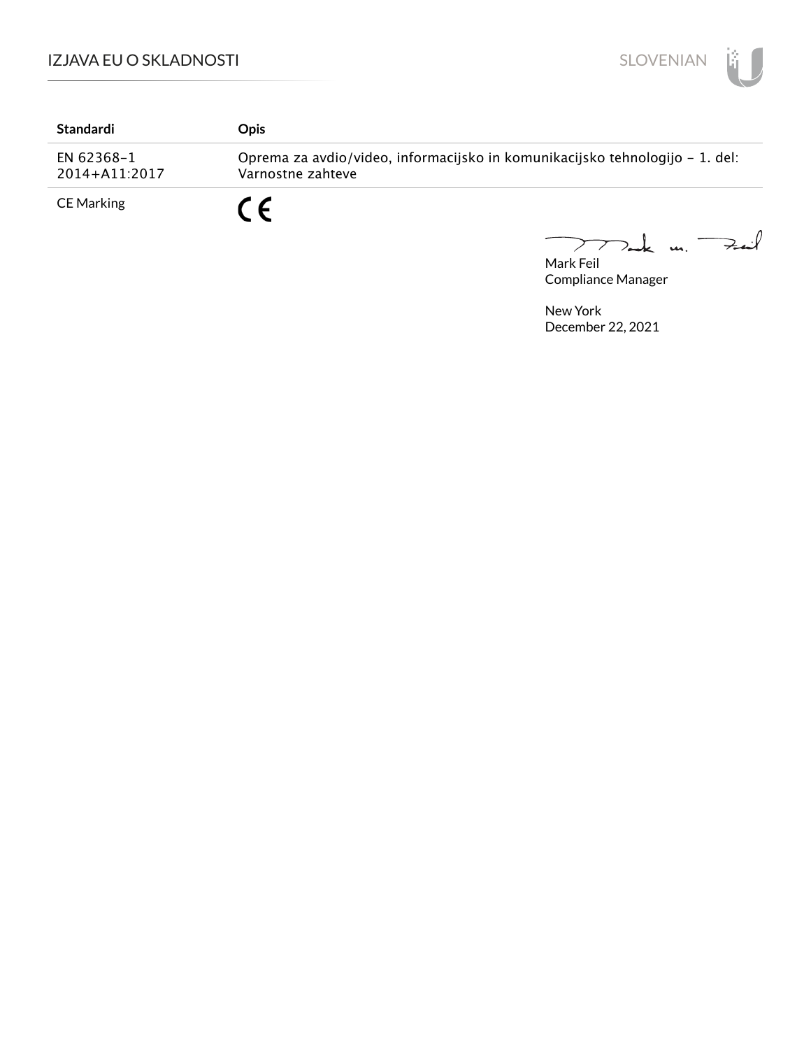| Standardi | Opis |
|---|---|
| EN 62368-1 2014+A11:2017 | Oprema za avdio/video, informacijsko in komunikacijsko tehnologijo – 1. del: Varnostne zahteve |
| CE Marking | CE |

Mark Feil
Compliance Manager

New York
December 22, 2021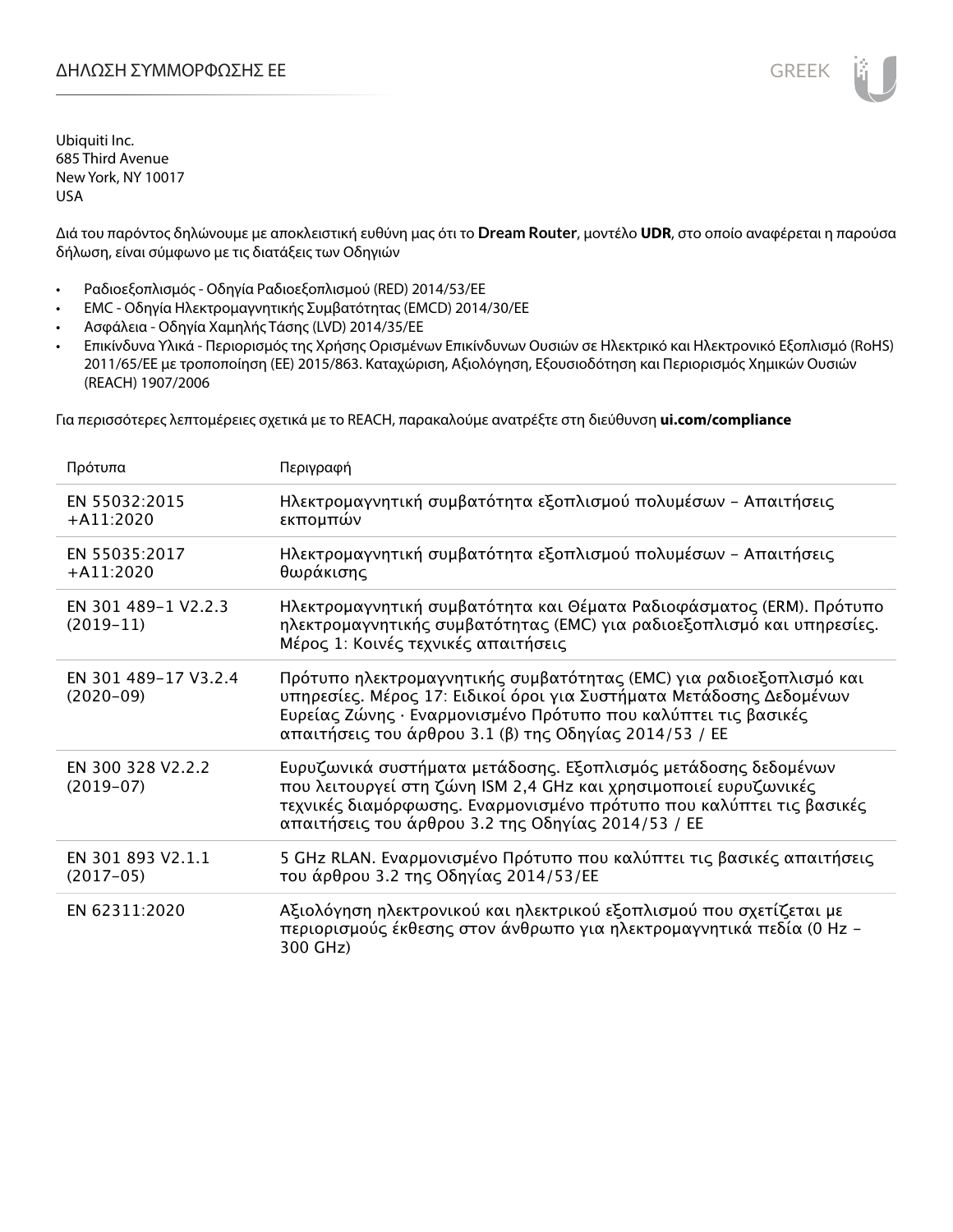# ΔΗΛΩΣΗ ΣΥΜΜΟΡΦΩΣΗΣ ΕΕ

Ubiquiti Inc.
685 Third Avenue
New York, NY 10017
USA

Διά του παρόντος δηλώνουμε με αποκλειστική ευθύνη μας ότι το **Dream Router**, μοντέλο **UDR**, στο οποίο αναφέρεται η παρούσα δήλωση, είναι σύμφωνο με τις διατάξεις των Οδηγιών

- Ραδιοεξοπλισμός - Οδηγία Ραδιοεξοπλισμού (RED) 2014/53/ΕΕ
- EMC - Οδηγία Ηλεκτρομαγνητικής Συμβατότητας (EMCD) 2014/30/ΕΕ
- Ασφάλεια - Οδηγία Χαμηλής Τάσης (LVD) 2014/35/ΕΕ
- Επικίνδυνα Υλικά - Περιορισμός της Χρήσης Ορισμένων Επικίνδυνων Ουσιών σε Ηλεκτρικό και Ηλεκτρονικό Εξοπλισμό (RoHS) 2011/65/ΕΕ με τροποποίηση (ΕΕ) 2015/863. Καταχώριση, Αξιολόγηση, Εξουσιοδότηση και Περιορισμός Χημικών Ουσιών (REACH) 1907/2006

Για περισσότερες λεπτομέρειες σχετικά με το REACH, παρακαλούμε ανατρέξτε στη διεύθυνση **ui.com/compliance**

| Πρότυπα | Περιγραφή |
|---|---|
| EN 55032:2015 +A11:2020 | Ηλεκτρομαγνητική συμβατότητα εξοπλισμού πολυμέσων – Απαιτήσεις εκπομπών |
| EN 55035:2017 +A11:2020 | Ηλεκτρομαγνητική συμβατότητα εξοπλισμού πολυμέσων – Απαιτήσεις θωράκισης |
| EN 301 489-1 V2.2.3 (2019-11) | Ηλεκτρομαγνητική συμβατότητα και Θέματα Ραδιοφάσματος (ERM). Πρότυπο ηλεκτρομαγνητικής συμβατότητας (EMC) για ραδιοεξοπλισμό και υπηρεσίες. Μέρος 1: Κοινές τεχνικές απαιτήσεις |
| EN 301 489-17 V3.2.4 (2020-09) | Πρότυπο ηλεκτρομαγνητικής συμβατότητας (EMC) για ραδιοεξοπλισμό και υπηρεσίες. Μέρος 17: Ειδικοί όροι για Συστήματα Μετάδοσης Δεδομένων Ευρείας Ζώνης · Εναρμονισμένο Πρότυπο που καλύπτει τις βασικές απαιτήσεις του άρθρου 3.1 (β) της Οδηγίας 2014/53 / ΕΕ |
| EN 300 328 V2.2.2 (2019-07) | Ευρυζωνικά συστήματα μετάδοσης. Εξοπλισμός μετάδοσης δεδομένων που λειτουργεί στη ζώνη ISM 2,4 GHz και χρησιμοποιεί ευρυζωνικές τεχνικές διαμόρφωσης. Εναρμονισμένο πρότυπο που καλύπτει τις βασικές απαιτήσεις του άρθρου 3.2 της Οδηγίας 2014/53 / ΕΕ |
| EN 301 893 V2.1.1 (2017-05) | 5 GHz RLAN. Εναρμονισμένο Πρότυπο που καλύπτει τις βασικές απαιτήσεις του άρθρου 3.2 της Οδηγίας 2014/53/ΕΕ |
| EN 62311:2020 | Αξιολόγηση ηλεκτρονικού και ηλεκτρικού εξοπλισμού που σχετίζεται με περιορισμούς έκθεσης στον άνθρωπο για ηλεκτρομαγνητικά πεδία (0 Hz - 300 GHz) |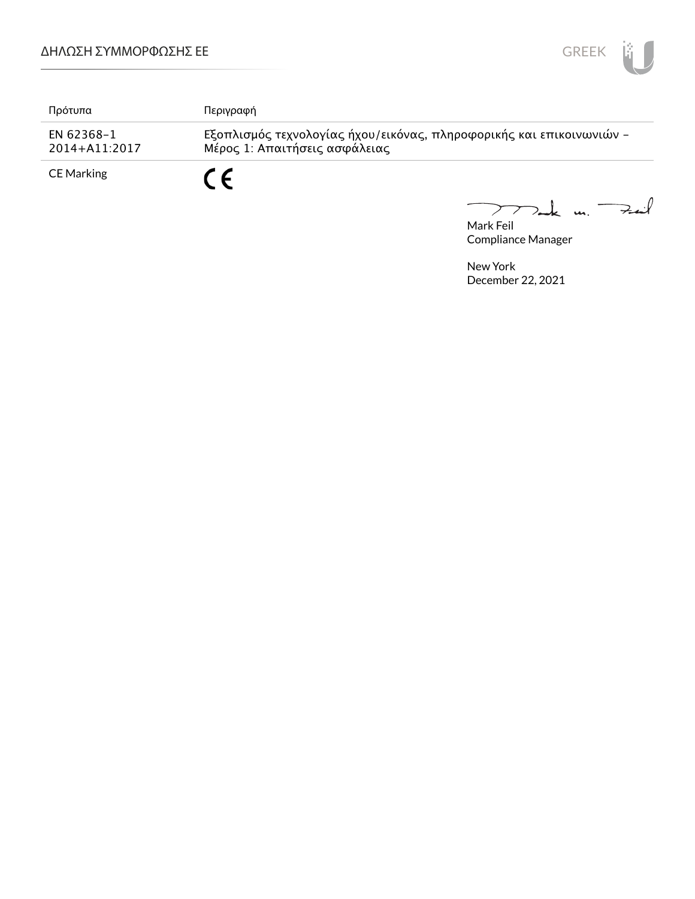| Πρότυπα | Περιγραφή |
|---|---|
| EN 62368-1<br>2014+A11:2017 | Εξοπλισμός τεχνολογίας ήχου/εικόνας, πληροφορικής και επικοινωνιών – Μέρος 1: Απαιτήσεις ασφάλειας |
| CE Marking | CE |

Mark Feil
Compliance Manager

New York
December 22, 2021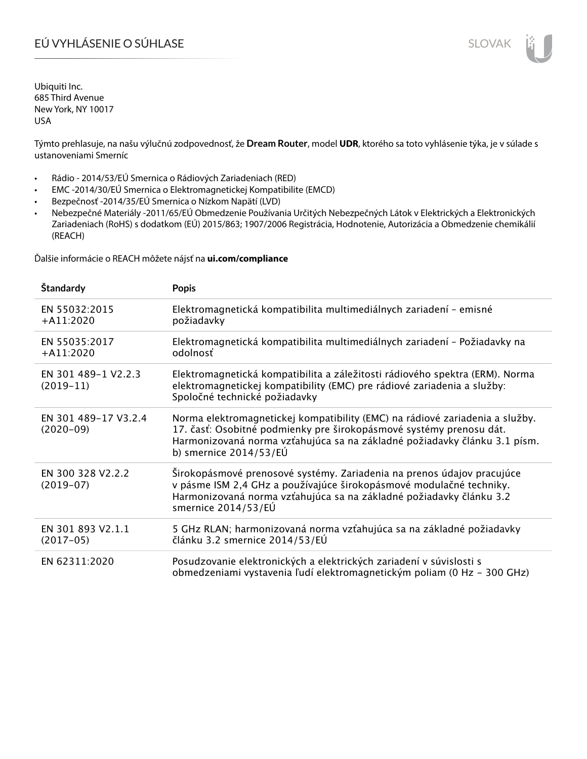# EÚ VYHLÁSENIE O SÚHLASE

Ubiquiti Inc.
685 Third Avenue
New York, NY 10017
USA

Týmto prehlasuje, na našu výlučnú zodpovednosť, že **Dream Router**, model **UDR**, ktorého sa toto vyhlásenie týka, je v súlade s ustanoveniami Smerníc

- Rádio - 2014/53/EÚ Smernica o Rádiových Zariadeniach (RED)
- EMC -2014/30/EÚ Smernica o Elektromagnetickej Kompatibilite (EMCD)
- Bezpečnosť -2014/35/EÚ Smernica o Nízkom Napätí (LVD)
- Nebezpečné Materiály -2011/65/EÚ Obmedzenie Používania Určitých Nebezpečných Látok v Elektrických a Elektronických Zariadeniach (RoHS) s dodatkom (EÚ) 2015/863; 1907/2006 Registrácia, Hodnotenie, Autorizácia a Obmedzenie chemikálií (REACH)

Ďalšie informácie o REACH môžete nájsť na **ui.com/compliance**

| Štandardy | Popis |
|---|---|
| EN 55032:2015 +A11:2020 | Elektromagnetická kompatibilita multimediálnych zariadení - emisné požiadavky |
| EN 55035:2017 +A11:2020 | Elektromagnetická kompatibilita multimediálnych zariadení - Požiadavky na odolnosť |
| EN 301 489-1 V2.2.3 (2019-11) | Elektromagnetická kompatibilita a záležitosti rádiového spektra (ERM). Norma elektromagnetickej kompatibility (EMC) pre rádiové zariadenia a služby: Spoločné technické požiadavky |
| EN 301 489-17 V3.2.4 (2020-09) | Norma elektromagnetickej kompatibility (EMC) na rádiové zariadenia a služby. 17. časť: Osobitné podmienky pre širokopásmové systémy prenosu dát. Harmonizovaná norma vzťahujúca sa na základné požiadavky článku 3.1 písm. b) smernice 2014/53/EÚ |
| EN 300 328 V2.2.2 (2019-07) | Širokopásmové prenosové systémy. Zariadenia na prenos údajov pracujúce v pásme ISM 2,4 GHz a používajúce širokopásmové modulačné techniky. Harmonizovaná norma vzťahujúca sa na základné požiadavky článku 3.2 smernice 2014/53/EÚ |
| EN 301 893 V2.1.1 (2017-05) | 5 GHz RLAN; harmonizovaná norma vzťahujúca sa na základné požiadavky článku 3.2 smernice 2014/53/EÚ |
| EN 62311:2020 | Posudzovanie elektronických a elektrických zariadení v súvislosti s obmedzeniami vystavenia ľudí elektromagnetickým poliam (0 Hz - 300 GHz) |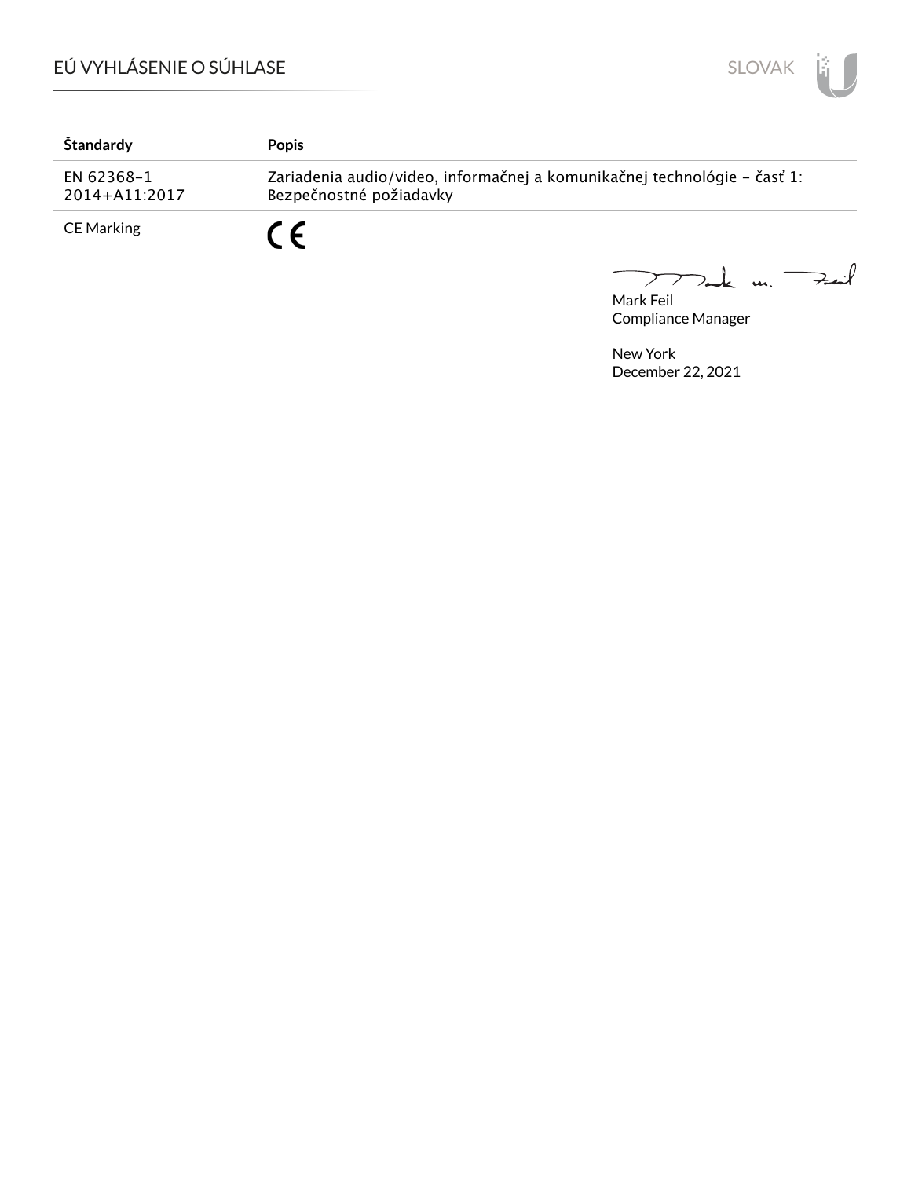# EÚ VYHLÁSENIE O SÚHLASE

| Štandardy | Popis |
| --- | --- |
| EN 62368-1 2014+A11:2017 | Zariadenia audio/video, informačnej a komunikačnej technológie - časť 1: Bezpečnostné požiadavky |
| CE Marking | CE |

Mark Feil
Compliance Manager

New York
December 22, 2021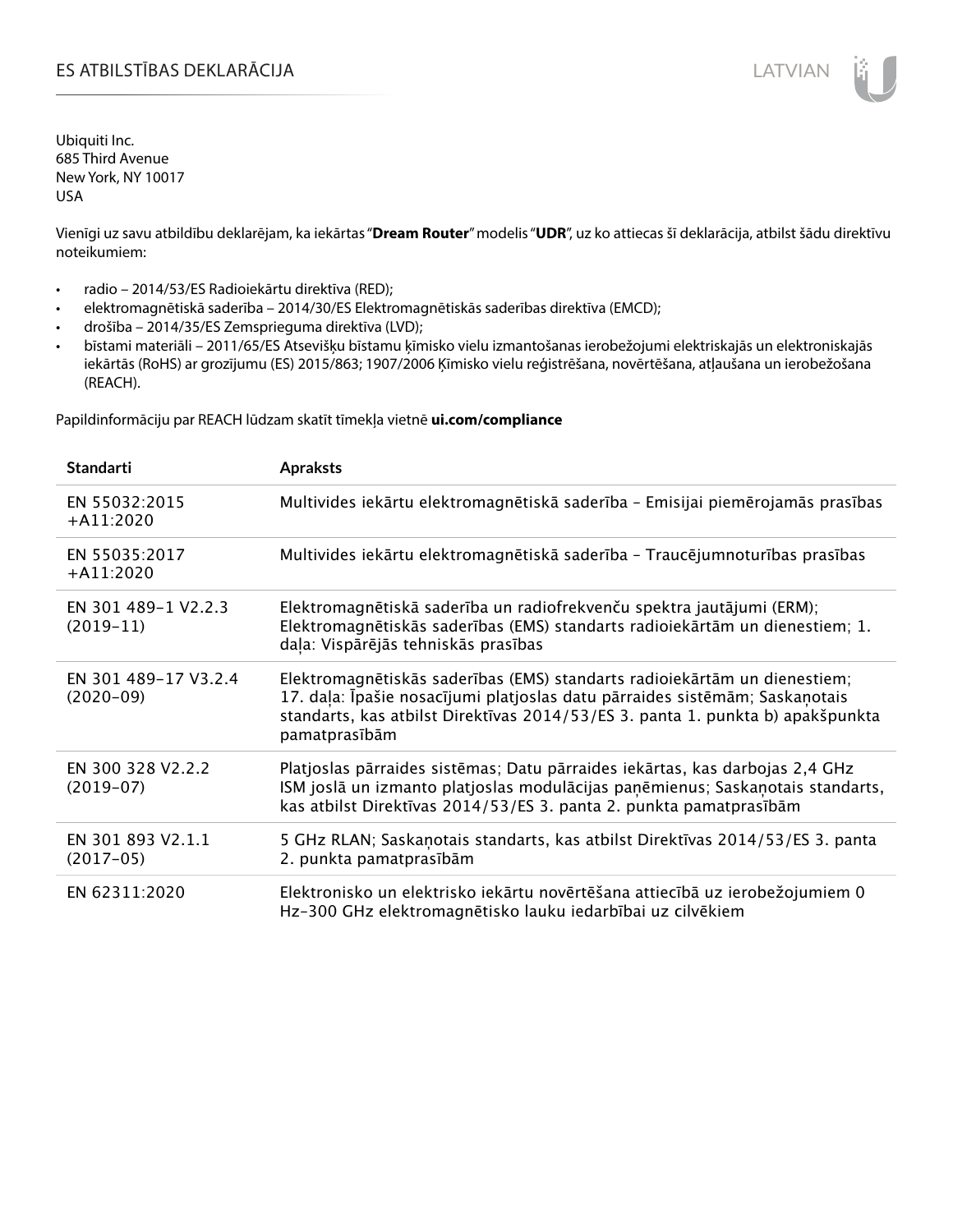# ES ATBILSTĪBAS DEKLARĀCIJA

Ubiquiti Inc.
685 Third Avenue
New York, NY 10017
USA

Vienīgi uz savu atbildību deklarējam, ka iekārtas "**Dream Router**" modelis "**UDR**", uz ko attiecas šī deklarācija, atbilst šādu direktīvu noteikumiem:

- radio – 2014/53/ES Radioiekārtu direktīva (RED);
- elektromagnētiskā saderība – 2014/30/ES Elektromagnētiskās saderības direktīva (EMCD);
- drošība – 2014/35/ES Zemsprieguma direktīva (LVD);
- bīstami materiāli – 2011/65/ES Atsevišķu bīstamu ķīmisko vielu izmantošanas ierobežojumi elektriskajās un elektroniskajās iekārtās (RoHS) ar grozījumu (ES) 2015/863; 1907/2006 Ķīmisko vielu reģistrēšana, novērtēšana, atļaušana un ierobežošana (REACH).

Papildinformāciju par REACH lūdzam skatīt tīmekļa vietnē **ui.com/compliance**

| Standarti | Apraksts |
|---|---|
| EN 55032:2015 +A11:2020 | Multivides iekārtu elektromagnētiskā saderība – Emisijai piemērojamās prasības |
| EN 55035:2017 +A11:2020 | Multivides iekārtu elektromagnētiskā saderība – Traucējumnoturības prasības |
| EN 301 489-1 V2.2.3 (2019-11) | Elektromagnētiskā saderība un radiofrekvenču spektra jautājumi (ERM); Elektromagnētiskās saderības (EMS) standarts radioiekārtām un dienestiem; 1. daļa: Vispārējās tehniskās prasības |
| EN 301 489-17 V3.2.4 (2020-09) | Elektromagnētiskās saderības (EMS) standarts radioiekārtām un dienestiem; 17. daļa: Īpašie nosacījumi platjoslas datu pārraides sistēmām; Saskaņotais standarts, kas atbilst Direktīvas 2014/53/ES 3. panta 1. punkta b) apakšpunkta pamatprasībām |
| EN 300 328 V2.2.2 (2019-07) | Platjoslas pārraides sistēmas; Datu pārraides iekārtas, kas darbojas 2,4 GHz ISM joslā un izmanto platjoslas modulācijas paņēmienus; Saskaņotais standarts, kas atbilst Direktīvas 2014/53/ES 3. panta 2. punkta pamatprasībām |
| EN 301 893 V2.1.1 (2017-05) | 5 GHz RLAN; Saskaņotais standarts, kas atbilst Direktīvas 2014/53/ES 3. panta 2. punkta pamatprasībām |
| EN 62311:2020 | Elektronisko un elektrisko iekārtu novērtēšana attiecībā uz ierobežojumiem 0 Hz-300 GHz elektromagnētisko lauku iedarbībai uz cilvēkiem |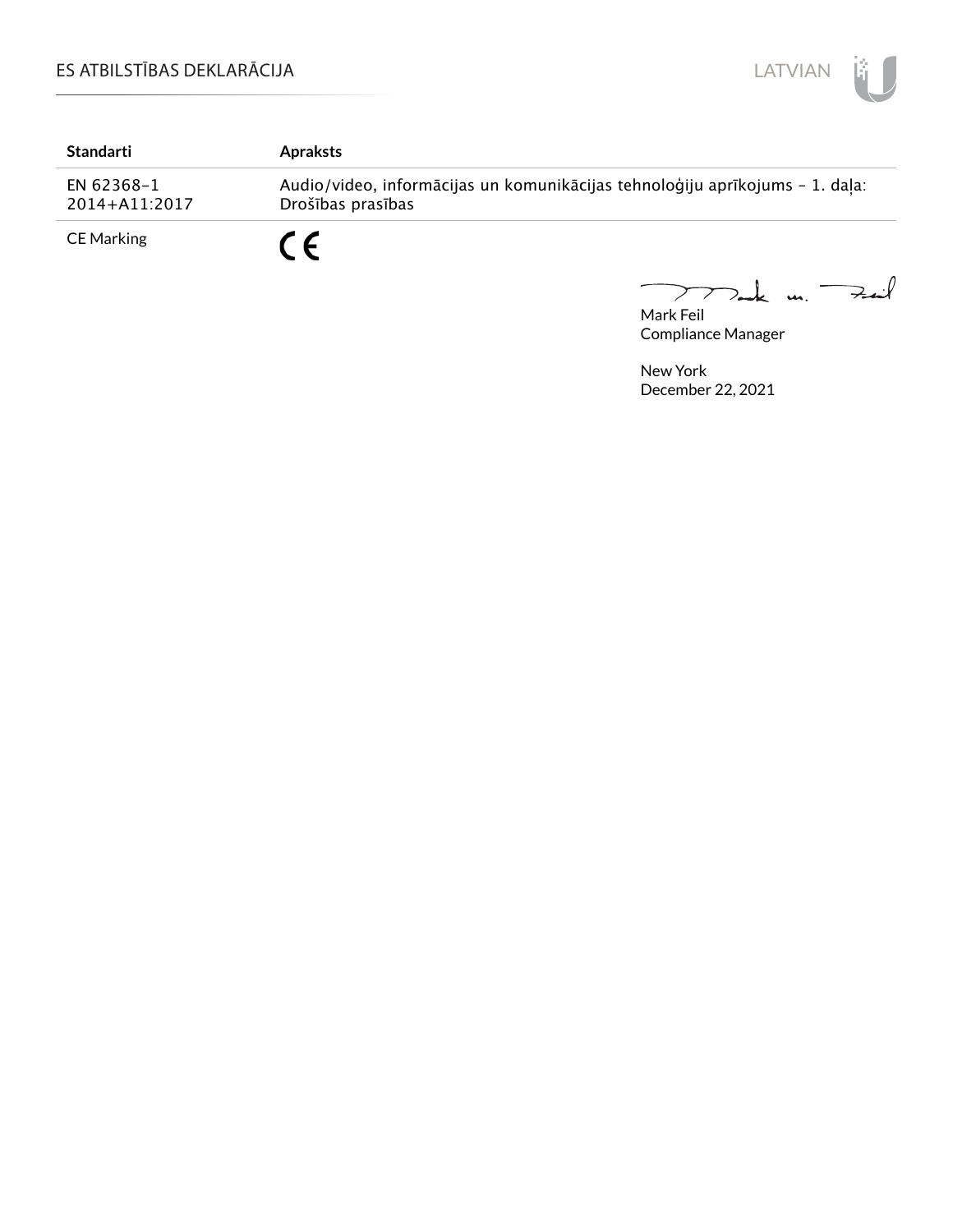| Standarti | Apraksts |
| --- | --- |
| EN 62368-1 2014+A11:2017 | Audio/video, informācijas un komunikācijas tehnoloģiju aprīkojums – 1. daļa: Drošības prasības |
| CE Marking | CE |

Mark Feil
Compliance Manager

New York
December 22, 2021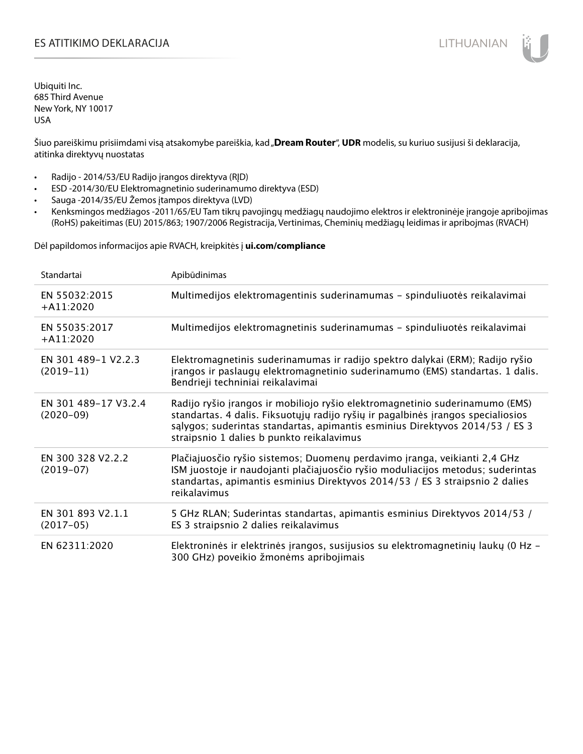# ES ATITIKIMO DEKLARACIJA

Ubiquiti Inc.
685 Third Avenue
New York, NY 10017
USA

Šiuo pareiškimu prisiimdami visą atsakomybe pareiškia, kad „**Dream Router**", **UDR** modelis, su kuriuo susijusi ši deklaracija, atitinka direktyvų nuostatas

- Radijo - 2014/53/EU Radijo įrangos direktyva (RĮD)
- ESD -2014/30/EU Elektromagnetinio suderinamumo direktyva (ESD)
- Sauga -2014/35/EU Žemos įtampos direktyva (LVD)
- Kenksmingos medžiagos -2011/65/EU Tam tikrų pavojingų medžiagų naudojimo elektros ir elektroninėje įrangoje apribojimas (RoHS) pakeitimas (EU) 2015/863; 1907/2006 Registracija, Vertinimas, Cheminių medžiagų leidimas ir apribojmas (RVACH)

Dėl papildomos informacijos apie RVACH, kreipkitės į **ui.com/compliance**

| Standartai | Apibūdinimas |
|---|---|
| EN 55032:2015 +A11:2020 | Multimedijos elektromagentinis suderinamumas – spinduliuotės reikalavimai |
| EN 55035:2017 +A11:2020 | Multimedijos elektromagnetinis suderinamumas – spinduliuotės reikalavimai |
| EN 301 489-1 V2.2.3 (2019-11) | Elektromagnetinis suderinamumas ir radijo spektro dalykai (ERM); Radijo ryšio įrangos ir paslaugų elektromagnetinio suderinamumo (EMS) standartas. 1 dalis. Bendrieji techniniai reikalavimai |
| EN 301 489-17 V3.2.4 (2020-09) | Radijo ryšio įrangos ir mobiliojo ryšio elektromagnetinio suderinamumo (EMS) standartas. 4 dalis. Fiksuotųjų radijo ryšių ir pagalbinės įrangos specialiosios sąlygos; suderintas standartas, apimantis esminius Direktyvos 2014/53 / ES 3 straipsnio 1 dalies b punkto reikalavimus |
| EN 300 328 V2.2.2 (2019-07) | Plačiajuosčio ryšio sistemos; Duomenų perdavimo įranga, veikianti 2,4 GHz ISM juostoje ir naudojanti plačiajuosčio ryšio moduliacijos metodus; suderintas standartas, apimantis esminius Direktyvos 2014/53 / ES 3 straipsnio 2 dalies reikalavimus |
| EN 301 893 V2.1.1 (2017-05) | 5 GHz RLAN; Suderintas standartas, apimantis esminius Direktyvos 2014/53 / ES 3 straipsnio 2 dalies reikalavimus |
| EN 62311:2020 | Elektroninės ir elektrinės įrangos, susijusios su elektromagnetinių laukų (0 Hz – 300 GHz) poveikio žmonėms apribojimais |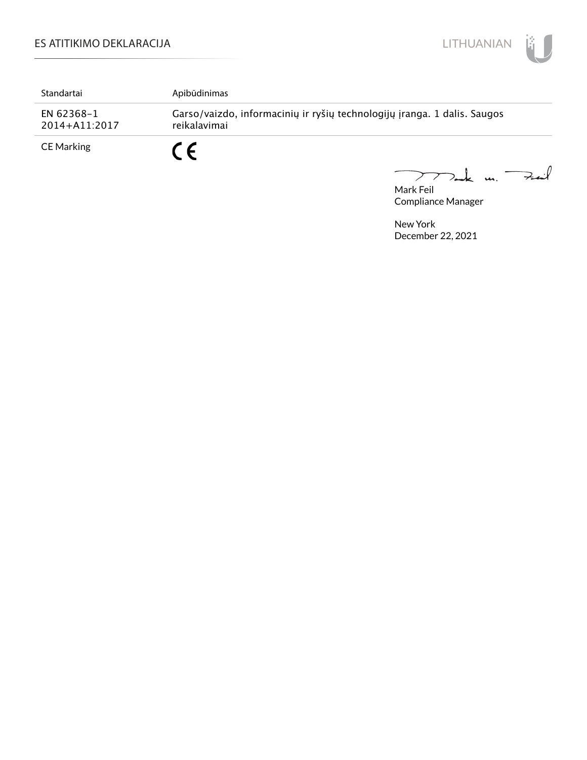| Standartai | Apibūdinimas |
|---|---|
| EN 62368-1 2014+A11:2017 | Garso/vaizdo, informacinių ir ryšių technologijų įranga. 1 dalis. Saugos reikalavimai |
| CE Marking | CE |

Mark Feil
Compliance Manager

New York
December 22, 2021